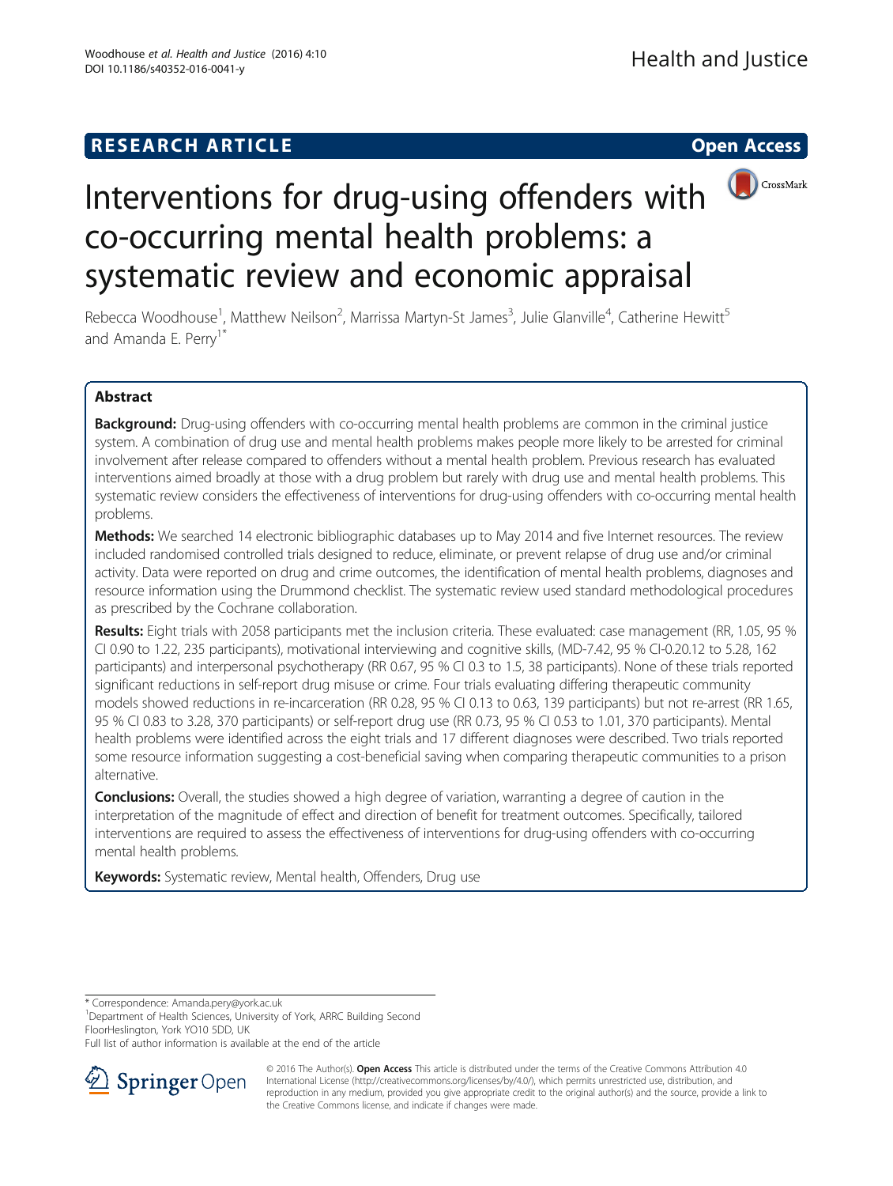## RESEARCH ARTICLE

**Open Access**

# Interventions for drug-using offenders with co-occurring mental health problems: a systematic review and economic appraisal

Rebecca Woodhouse[1], Matthew Neilson[2], Marrissa Martyn-St James[3], Julie Glanville[4], Catherine Hewitt[5] and Amanda E. Perry[1*]

## Abstract

**Background:** Drug-using offenders with co-occurring mental health problems are common in the criminal justice system. A combination of drug use and mental health problems makes people more likely to be arrested for criminal involvement after release compared to offenders without a mental health problem. Previous research has evaluated interventions aimed broadly at those with a drug problem but rarely with drug use and mental health problems. This systematic review considers the effectiveness of interventions for drug-using offenders with co-occurring mental health problems.

**Methods:** We searched 14 electronic bibliographic databases up to May 2014 and five Internet resources. The review included randomised controlled trials designed to reduce, eliminate, or prevent relapse of drug use and/or criminal activity. Data were reported on drug and crime outcomes, the identification of mental health problems, diagnoses and resource information using the Drummond checklist. The systematic review used standard methodological procedures as prescribed by the Cochrane collaboration.

**Results:** Eight trials with 2058 participants met the inclusion criteria. These evaluated: case management (RR, 1.05, 95 % CI 0.90 to 1.22, 235 participants), motivational interviewing and cognitive skills, (MD-7.42, 95 % CI-0.20.12 to 5.28, 162 participants) and interpersonal psychotherapy (RR 0.67, 95 % CI 0.3 to 1.5, 38 participants). None of these trials reported significant reductions in self-report drug misuse or crime. Four trials evaluating differing therapeutic community models showed reductions in re-incarceration (RR 0.28, 95 % CI 0.13 to 0.63, 139 participants) but not re-arrest (RR 1.65, 95 % CI 0.83 to 3.28, 370 participants) or self-report drug use (RR 0.73, 95 % CI 0.53 to 1.01, 370 participants). Mental health problems were identified across the eight trials and 17 different diagnoses were described. Two trials reported some resource information suggesting a cost-beneficial saving when comparing therapeutic communities to a prison alternative.

**Conclusions:** Overall, the studies showed a high degree of variation, warranting a degree of caution in the interpretation of the magnitude of effect and direction of benefit for treatment outcomes. Specifically, tailored interventions are required to assess the effectiveness of interventions for drug-using offenders with co-occurring mental health problems.

**Keywords:** Systematic review, Mental health, Offenders, Drug use

---

* Correspondence: Amanda.pery@york.ac.uk
[1]Department of Health Sciences, University of York, ARRC Building Second FloorHeslington, York YO10 5DD, UK
Full list of author information is available at the end of the article

© 2016 The Author(s). **Open Access** This article is distributed under the terms of the Creative Commons Attribution 4.0 International License (http://creativecommons.org/licenses/by/4.0/), which permits unrestricted use, distribution, and reproduction in any medium, provided you give appropriate credit to the original author(s) and the source, provide a link to the Creative Commons license, and indicate if changes were made.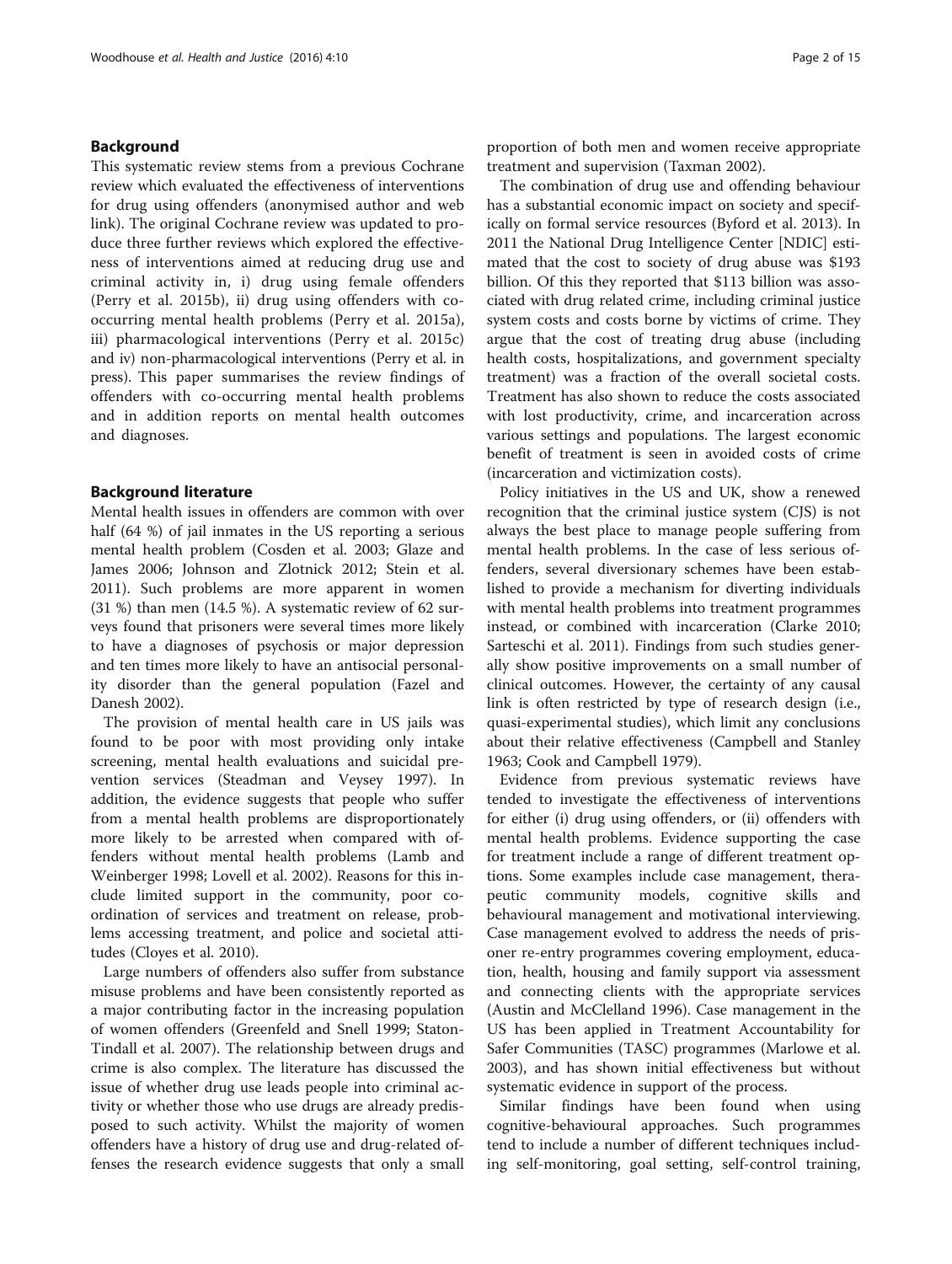## Background

This systematic review stems from a previous Cochrane review which evaluated the effectiveness of interventions for drug using offenders (anonymised author and web link). The original Cochrane review was updated to produce three further reviews which explored the effectiveness of interventions aimed at reducing drug use and criminal activity in, i) drug using female offenders (Perry et al. 2015b), ii) drug using offenders with co-occurring mental health problems (Perry et al. 2015a), iii) pharmacological interventions (Perry et al. 2015c) and iv) non-pharmacological interventions (Perry et al. in press). This paper summarises the review findings of offenders with co-occurring mental health problems and in addition reports on mental health outcomes and diagnoses.

## Background literature

Mental health issues in offenders are common with over half (64 %) of jail inmates in the US reporting a serious mental health problem (Cosden et al. 2003; Glaze and James 2006; Johnson and Zlotnick 2012; Stein et al. 2011). Such problems are more apparent in women (31 %) than men (14.5 %). A systematic review of 62 surveys found that prisoners were several times more likely to have a diagnoses of psychosis or major depression and ten times more likely to have an antisocial personality disorder than the general population (Fazel and Danesh 2002).

The provision of mental health care in US jails was found to be poor with most providing only intake screening, mental health evaluations and suicidal prevention services (Steadman and Veysey 1997). In addition, the evidence suggests that people who suffer from a mental health problems are disproportionately more likely to be arrested when compared with offenders without mental health problems (Lamb and Weinberger 1998; Lovell et al. 2002). Reasons for this include limited support in the community, poor coordination of services and treatment on release, problems accessing treatment, and police and societal attitudes (Cloyes et al. 2010).

Large numbers of offenders also suffer from substance misuse problems and have been consistently reported as a major contributing factor in the increasing population of women offenders (Greenfeld and Snell 1999; Staton-Tindall et al. 2007). The relationship between drugs and crime is also complex. The literature has discussed the issue of whether drug use leads people into criminal activity or whether those who use drugs are already predisposed to such activity. Whilst the majority of women offenders have a history of drug use and drug-related offenses the research evidence suggests that only a small proportion of both men and women receive appropriate treatment and supervision (Taxman 2002).

The combination of drug use and offending behaviour has a substantial economic impact on society and specifically on formal service resources (Byford et al. 2013). In 2011 the National Drug Intelligence Center [NDIC] estimated that the cost to society of drug abuse was \$193 billion. Of this they reported that \$113 billion was associated with drug related crime, including criminal justice system costs and costs borne by victims of crime. They argue that the cost of treating drug abuse (including health costs, hospitalizations, and government specialty treatment) was a fraction of the overall societal costs. Treatment has also shown to reduce the costs associated with lost productivity, crime, and incarceration across various settings and populations. The largest economic benefit of treatment is seen in avoided costs of crime (incarceration and victimization costs).

Policy initiatives in the US and UK, show a renewed recognition that the criminal justice system (CJS) is not always the best place to manage people suffering from mental health problems. In the case of less serious offenders, several diversionary schemes have been established to provide a mechanism for diverting individuals with mental health problems into treatment programmes instead, or combined with incarceration (Clarke 2010; Sarteschi et al. 2011). Findings from such studies generally show positive improvements on a small number of clinical outcomes. However, the certainty of any causal link is often restricted by type of research design (i.e., quasi-experimental studies), which limit any conclusions about their relative effectiveness (Campbell and Stanley 1963; Cook and Campbell 1979).

Evidence from previous systematic reviews have tended to investigate the effectiveness of interventions for either (i) drug using offenders, or (ii) offenders with mental health problems. Evidence supporting the case for treatment include a range of different treatment options. Some examples include case management, therapeutic community models, cognitive skills and behavioural management and motivational interviewing. Case management evolved to address the needs of prisoner re-entry programmes covering employment, education, health, housing and family support via assessment and connecting clients with the appropriate services (Austin and McClelland 1996). Case management in the US has been applied in Treatment Accountability for Safer Communities (TASC) programmes (Marlowe et al. 2003), and has shown initial effectiveness but without systematic evidence in support of the process.

Similar findings have been found when using cognitive-behavioural approaches. Such programmes tend to include a number of different techniques including self-monitoring, goal setting, self-control training,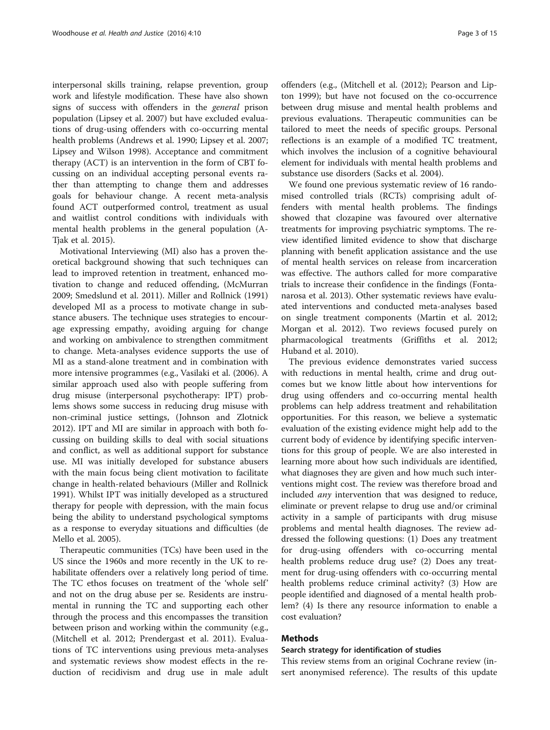interpersonal skills training, relapse prevention, group work and lifestyle modification. These have also shown signs of success with offenders in the *general* prison population (Lipsey et al. 2007) but have excluded evaluations of drug-using offenders with co-occurring mental health problems (Andrews et al. 1990; Lipsey et al. 2007; Lipsey and Wilson 1998). Acceptance and commitment therapy (ACT) is an intervention in the form of CBT focussing on an individual accepting personal events rather than attempting to change them and addresses goals for behaviour change. A recent meta-analysis found ACT outperformed control, treatment as usual and waitlist control conditions with individuals with mental health problems in the general population (A-Tjak et al. 2015).

Motivational Interviewing (MI) also has a proven theoretical background showing that such techniques can lead to improved retention in treatment, enhanced motivation to change and reduced offending, (McMurran 2009; Smedslund et al. 2011). Miller and Rollnick (1991) developed MI as a process to motivate change in substance abusers. The technique uses strategies to encourage expressing empathy, avoiding arguing for change and working on ambivalence to strengthen commitment to change. Meta-analyses evidence supports the use of MI as a stand-alone treatment and in combination with more intensive programmes (e.g., Vasilaki et al. (2006). A similar approach used also with people suffering from drug misuse (interpersonal psychotherapy: IPT) problems shows some success in reducing drug misuse with non-criminal justice settings, (Johnson and Zlotnick 2012). IPT and MI are similar in approach with both focussing on building skills to deal with social situations and conflict, as well as additional support for substance use. MI was initially developed for substance abusers with the main focus being client motivation to facilitate change in health-related behaviours (Miller and Rollnick 1991). Whilst IPT was initially developed as a structured therapy for people with depression, with the main focus being the ability to understand psychological symptoms as a response to everyday situations and difficulties (de Mello et al. 2005).

Therapeutic communities (TCs) have been used in the US since the 1960s and more recently in the UK to rehabilitate offenders over a relatively long period of time. The TC ethos focuses on treatment of the 'whole self' and not on the drug abuse per se. Residents are instrumental in running the TC and supporting each other through the process and this encompasses the transition between prison and working within the community (e.g., (Mitchell et al. 2012; Prendergast et al. 2011). Evaluations of TC interventions using previous meta-analyses and systematic reviews show modest effects in the reduction of recidivism and drug use in male adult offenders (e.g., (Mitchell et al. (2012); Pearson and Lipton 1999); but have not focused on the co-occurrence between drug misuse and mental health problems and previous evaluations. Therapeutic communities can be tailored to meet the needs of specific groups. Personal reflections is an example of a modified TC treatment, which involves the inclusion of a cognitive behavioural element for individuals with mental health problems and substance use disorders (Sacks et al. 2004).

We found one previous systematic review of 16 randomised controlled trials (RCTs) comprising adult offenders with mental health problems. The findings showed that clozapine was favoured over alternative treatments for improving psychiatric symptoms. The review identified limited evidence to show that discharge planning with benefit application assistance and the use of mental health services on release from incarceration was effective. The authors called for more comparative trials to increase their confidence in the findings (Fontanarosa et al. 2013). Other systematic reviews have evaluated interventions and conducted meta-analyses based on single treatment components (Martin et al. 2012; Morgan et al. 2012). Two reviews focused purely on pharmacological treatments (Griffiths et al. 2012; Huband et al. 2010).

The previous evidence demonstrates varied success with reductions in mental health, crime and drug outcomes but we know little about how interventions for drug using offenders and co-occurring mental health problems can help address treatment and rehabilitation opportunities. For this reason, we believe a systematic evaluation of the existing evidence might help add to the current body of evidence by identifying specific interventions for this group of people. We are also interested in learning more about how such individuals are identified, what diagnoses they are given and how much such interventions might cost. The review was therefore broad and included *any* intervention that was designed to reduce, eliminate or prevent relapse to drug use and/or criminal activity in a sample of participants with drug misuse problems and mental health diagnoses. The review addressed the following questions: (1) Does any treatment for drug-using offenders with co-occurring mental health problems reduce drug use? (2) Does any treatment for drug-using offenders with co-occurring mental health problems reduce criminal activity? (3) How are people identified and diagnosed of a mental health problem? (4) Is there any resource information to enable a cost evaluation?

## Methods

### Search strategy for identification of studies

This review stems from an original Cochrane review (insert anonymised reference). The results of this update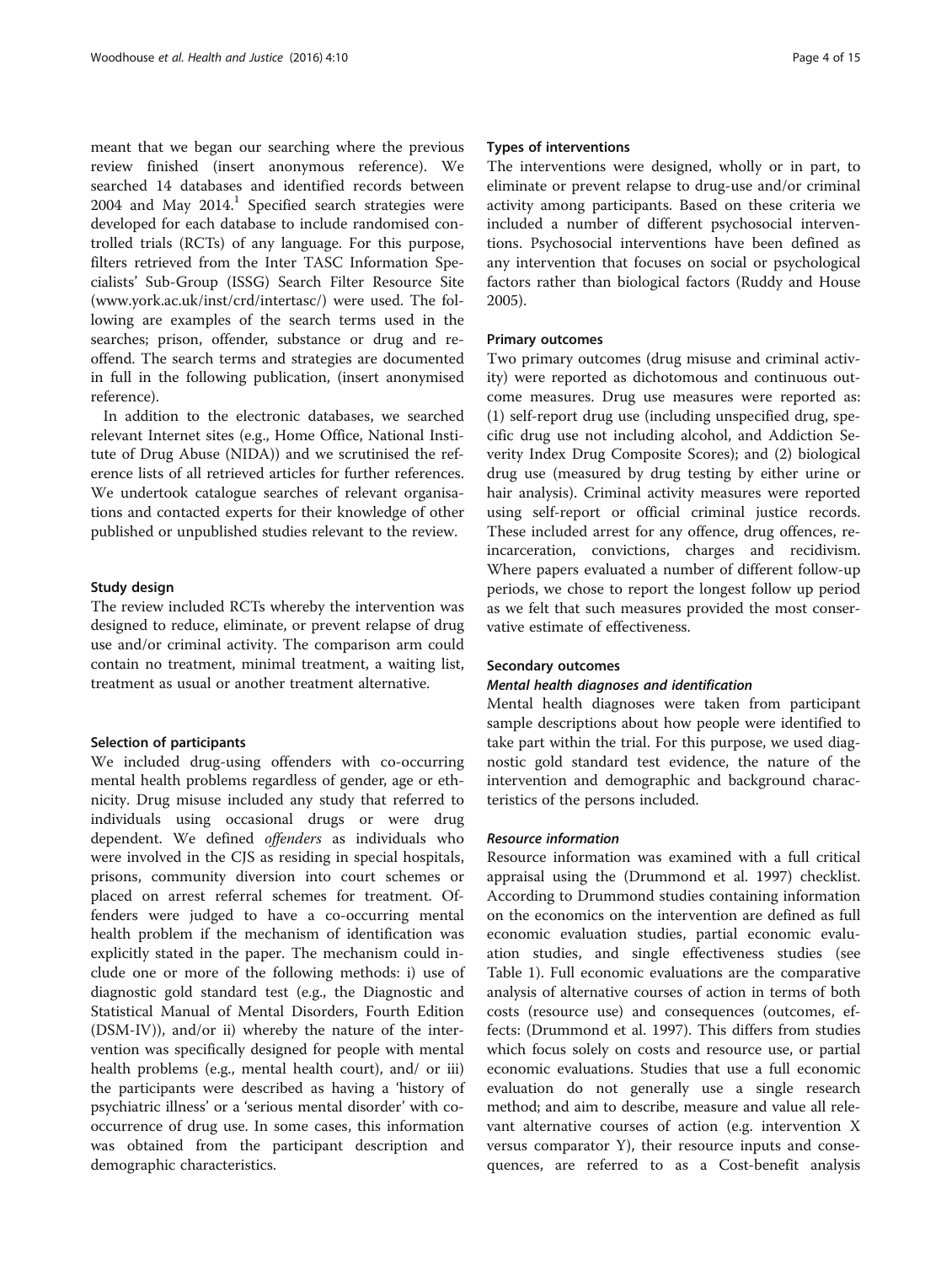meant that we began our searching where the previous review finished (insert anonymous reference). We searched 14 databases and identified records between 2004 and May 2014.[1] Specified search strategies were developed for each database to include randomised controlled trials (RCTs) of any language. For this purpose, filters retrieved from the Inter TASC Information Specialists' Sub-Group (ISSG) Search Filter Resource Site (www.york.ac.uk/inst/crd/intertasc/) were used. The following are examples of the search terms used in the searches; prison, offender, substance or drug and re-offend. The search terms and strategies are documented in full in the following publication, (insert anonymised reference).

In addition to the electronic databases, we searched relevant Internet sites (e.g., Home Office, National Institute of Drug Abuse (NIDA)) and we scrutinised the reference lists of all retrieved articles for further references. We undertook catalogue searches of relevant organisations and contacted experts for their knowledge of other published or unpublished studies relevant to the review.

#### Study design

The review included RCTs whereby the intervention was designed to reduce, eliminate, or prevent relapse of drug use and/or criminal activity. The comparison arm could contain no treatment, minimal treatment, a waiting list, treatment as usual or another treatment alternative.

#### Selection of participants

We included drug-using offenders with co-occurring mental health problems regardless of gender, age or ethnicity. Drug misuse included any study that referred to individuals using occasional drugs or were drug dependent. We defined *offenders* as individuals who were involved in the CJS as residing in special hospitals, prisons, community diversion into court schemes or placed on arrest referral schemes for treatment. Offenders were judged to have a co-occurring mental health problem if the mechanism of identification was explicitly stated in the paper. The mechanism could include one or more of the following methods: i) use of diagnostic gold standard test (e.g., the Diagnostic and Statistical Manual of Mental Disorders, Fourth Edition (DSM-IV)), and/or ii) whereby the nature of the intervention was specifically designed for people with mental health problems (e.g., mental health court), and/ or iii) the participants were described as having a 'history of psychiatric illness' or a 'serious mental disorder' with co-occurrence of drug use. In some cases, this information was obtained from the participant description and demographic characteristics.

#### Types of interventions

The interventions were designed, wholly or in part, to eliminate or prevent relapse to drug-use and/or criminal activity among participants. Based on these criteria we included a number of different psychosocial interventions. Psychosocial interventions have been defined as any intervention that focuses on social or psychological factors rather than biological factors (Ruddy and House 2005).

#### Primary outcomes

Two primary outcomes (drug misuse and criminal activity) were reported as dichotomous and continuous outcome measures. Drug use measures were reported as: (1) self-report drug use (including unspecified drug, specific drug use not including alcohol, and Addiction Severity Index Drug Composite Scores); and (2) biological drug use (measured by drug testing by either urine or hair analysis). Criminal activity measures were reported using self-report or official criminal justice records. These included arrest for any offence, drug offences, re-incarceration, convictions, charges and recidivism. Where papers evaluated a number of different follow-up periods, we chose to report the longest follow up period as we felt that such measures provided the most conservative estimate of effectiveness.

#### Secondary outcomes

##### *Mental health diagnoses and identification*

Mental health diagnoses were taken from participant sample descriptions about how people were identified to take part within the trial. For this purpose, we used diagnostic gold standard test evidence, the nature of the intervention and demographic and background characteristics of the persons included.

##### *Resource information*

Resource information was examined with a full critical appraisal using the (Drummond et al. 1997) checklist. According to Drummond studies containing information on the economics on the intervention are defined as full economic evaluation studies, partial economic evaluation studies, and single effectiveness studies (see Table 1). Full economic evaluations are the comparative analysis of alternative courses of action in terms of both costs (resource use) and consequences (outcomes, effects: (Drummond et al. 1997). This differs from studies which focus solely on costs and resource use, or partial economic evaluations. Studies that use a full economic evaluation do not generally use a single research method; and aim to describe, measure and value all relevant alternative courses of action (e.g. intervention X versus comparator Y), their resource inputs and consequences, are referred to as a Cost-benefit analysis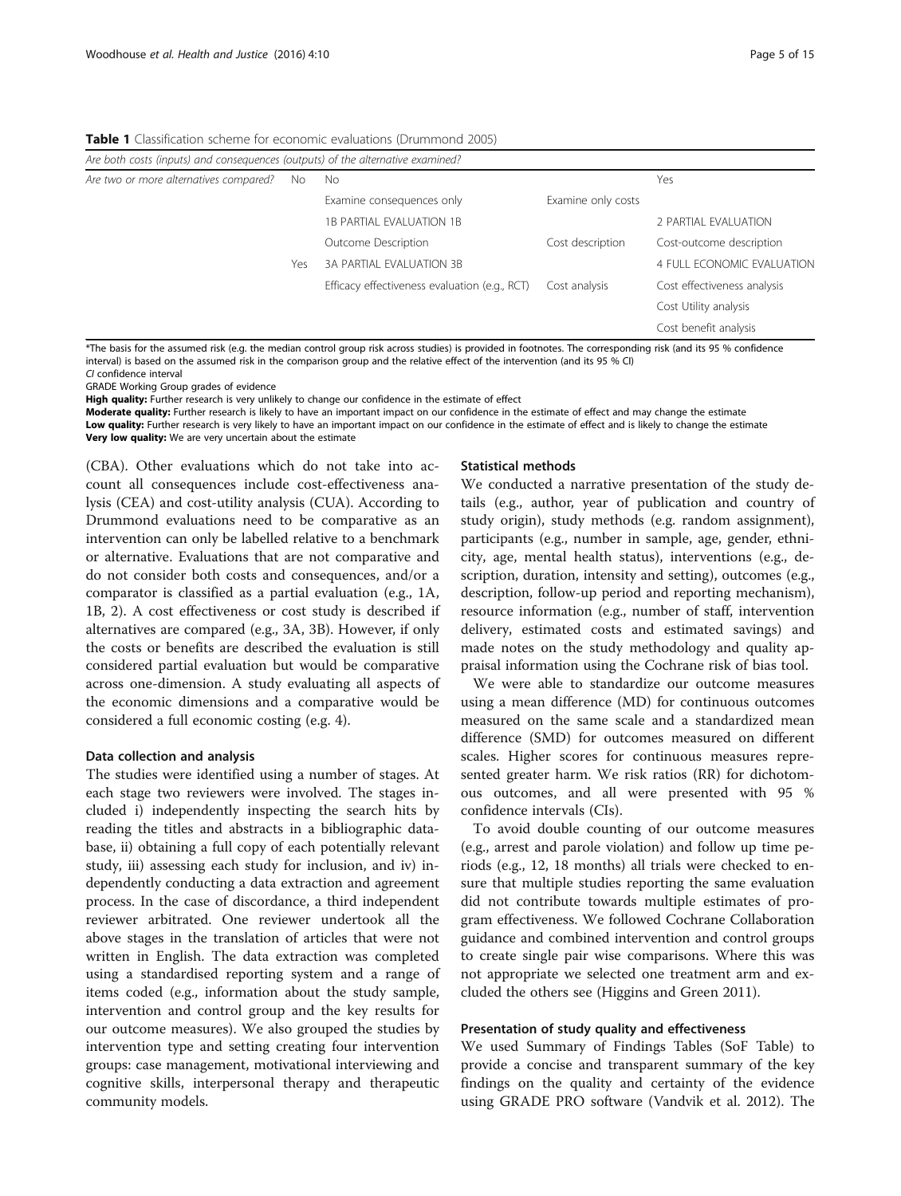**Table 1** Classification scheme for economic evaluations (Drummond 2005)

| *Are both costs (inputs) and consequences (outputs) of the alternative examined?* | | | | |
|---|---|---|---|---|
| *Are two or more alternatives compared?* | No | No | | Yes |
| | | Examine consequences only | Examine only costs | |
| | | 1B PARTIAL EVALUATION 1B | | 2 PARTIAL EVALUATION |
| | | Outcome Description | Cost description | Cost-outcome description |
| | Yes | 3A PARTIAL EVALUATION 3B | | 4 FULL ECONOMIC EVALUATION |
| | | Efficacy effectiveness evaluation (e.g., RCT) | Cost analysis | Cost effectiveness analysis |
| | | | | Cost Utility analysis |
| | | | | Cost benefit analysis |

*The basis for the assumed risk (e.g. the median control group risk across studies) is provided in footnotes. The corresponding risk (and its 95 % confidence interval) is based on the assumed risk in the comparison group and the relative effect of the intervention (and its 95 % CI)

*CI* confidence interval

GRADE Working Group grades of evidence

**High quality:** Further research is very unlikely to change our confidence in the estimate of effect

**Moderate quality:** Further research is likely to have an important impact on our confidence in the estimate of effect and may change the estimate

**Low quality:** Further research is very likely to have an important impact on our confidence in the estimate of effect and is likely to change the estimate

**Very low quality:** We are very uncertain about the estimate

(CBA). Other evaluations which do not take into account all consequences include cost-effectiveness analysis (CEA) and cost-utility analysis (CUA). According to Drummond evaluations need to be comparative as an intervention can only be labelled relative to a benchmark or alternative. Evaluations that are not comparative and do not consider both costs and consequences, and/or a comparator is classified as a partial evaluation (e.g., 1A, 1B, 2). A cost effectiveness or cost study is described if alternatives are compared (e.g., 3A, 3B). However, if only the costs or benefits are described the evaluation is still considered partial evaluation but would be comparative across one-dimension. A study evaluating all aspects of the economic dimensions and a comparative would be considered a full economic costing (e.g. 4).

#### Data collection and analysis

The studies were identified using a number of stages. At each stage two reviewers were involved. The stages included i) independently inspecting the search hits by reading the titles and abstracts in a bibliographic database, ii) obtaining a full copy of each potentially relevant study, iii) assessing each study for inclusion, and iv) independently conducting a data extraction and agreement process. In the case of discordance, a third independent reviewer arbitrated. One reviewer undertook all the above stages in the translation of articles that were not written in English. The data extraction was completed using a standardised reporting system and a range of items coded (e.g., information about the study sample, intervention and control group and the key results for our outcome measures). We also grouped the studies by intervention type and setting creating four intervention groups: case management, motivational interviewing and cognitive skills, interpersonal therapy and therapeutic community models.

#### Statistical methods

We conducted a narrative presentation of the study details (e.g., author, year of publication and country of study origin), study methods (e.g. random assignment), participants (e.g., number in sample, age, gender, ethnicity, age, mental health status), interventions (e.g., description, duration, intensity and setting), outcomes (e.g., description, follow-up period and reporting mechanism), resource information (e.g., number of staff, intervention delivery, estimated costs and estimated savings) and made notes on the study methodology and quality appraisal information using the Cochrane risk of bias tool.

We were able to standardize our outcome measures using a mean difference (MD) for continuous outcomes measured on the same scale and a standardized mean difference (SMD) for outcomes measured on different scales. Higher scores for continuous measures represented greater harm. We risk ratios (RR) for dichotomous outcomes, and all were presented with 95 % confidence intervals (CIs).

To avoid double counting of our outcome measures (e.g., arrest and parole violation) and follow up time periods (e.g., 12, 18 months) all trials were checked to ensure that multiple studies reporting the same evaluation did not contribute towards multiple estimates of program effectiveness. We followed Cochrane Collaboration guidance and combined intervention and control groups to create single pair wise comparisons. Where this was not appropriate we selected one treatment arm and excluded the others see (Higgins and Green 2011).

#### Presentation of study quality and effectiveness

We used Summary of Findings Tables (SoF Table) to provide a concise and transparent summary of the key findings on the quality and certainty of the evidence using GRADE PRO software (Vandvik et al. 2012). The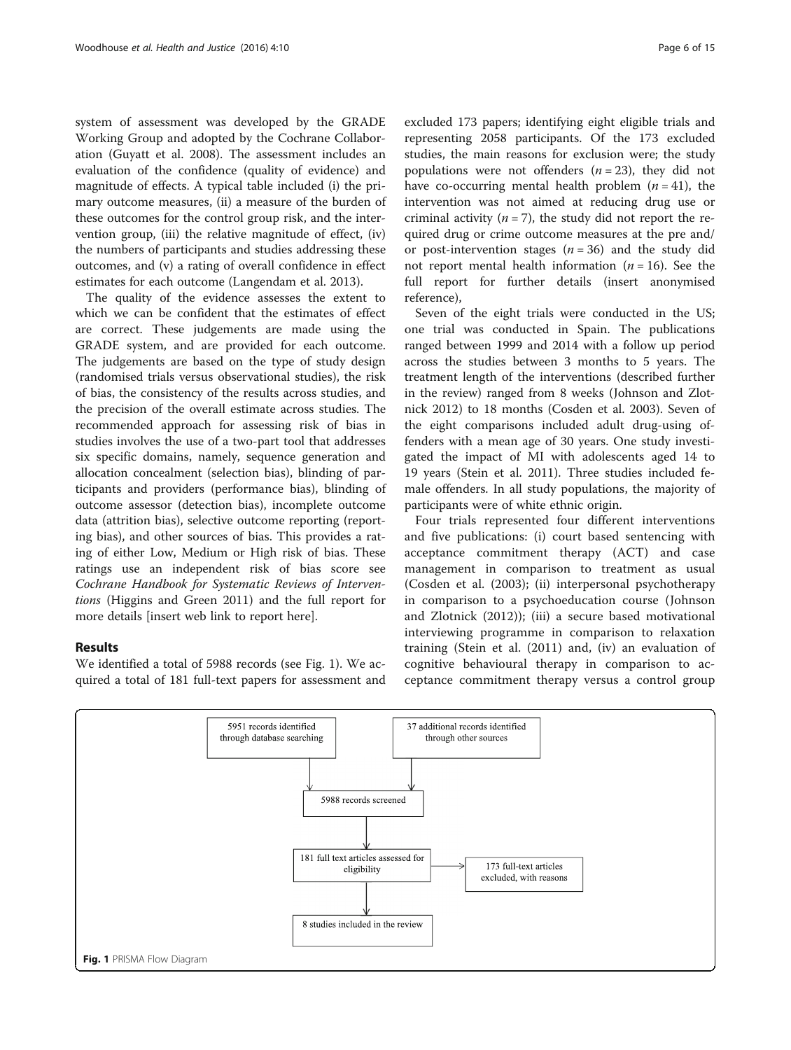system of assessment was developed by the GRADE Working Group and adopted by the Cochrane Collaboration (Guyatt et al. 2008). The assessment includes an evaluation of the confidence (quality of evidence) and magnitude of effects. A typical table included (i) the primary outcome measures, (ii) a measure of the burden of these outcomes for the control group risk, and the intervention group, (iii) the relative magnitude of effect, (iv) the numbers of participants and studies addressing these outcomes, and (v) a rating of overall confidence in effect estimates for each outcome (Langendam et al. 2013).

The quality of the evidence assesses the extent to which we can be confident that the estimates of effect are correct. These judgements are made using the GRADE system, and are provided for each outcome. The judgements are based on the type of study design (randomised trials versus observational studies), the risk of bias, the consistency of the results across studies, and the precision of the overall estimate across studies. The recommended approach for assessing risk of bias in studies involves the use of a two-part tool that addresses six specific domains, namely, sequence generation and allocation concealment (selection bias), blinding of participants and providers (performance bias), blinding of outcome assessor (detection bias), incomplete outcome data (attrition bias), selective outcome reporting (reporting bias), and other sources of bias. This provides a rating of either Low, Medium or High risk of bias. These ratings use an independent risk of bias score see *Cochrane Handbook for Systematic Reviews of Interventions* (Higgins and Green 2011) and the full report for more details [insert web link to report here].

## Results

We identified a total of 5988 records (see Fig. 1). We acquired a total of 181 full-text papers for assessment and excluded 173 papers; identifying eight eligible trials and representing 2058 participants. Of the 173 excluded studies, the main reasons for exclusion were; the study populations were not offenders ($n = 23$), they did not have co-occurring mental health problem ($n = 41$), the intervention was not aimed at reducing drug use or criminal activity ($n = 7$), the study did not report the required drug or crime outcome measures at the pre and/or post-intervention stages ($n = 36$) and the study did not report mental health information ($n = 16$). See the full report for further details (insert anonymised reference),

Seven of the eight trials were conducted in the US; one trial was conducted in Spain. The publications ranged between 1999 and 2014 with a follow up period across the studies between 3 months to 5 years. The treatment length of the interventions (described further in the review) ranged from 8 weeks (Johnson and Zlotnick 2012) to 18 months (Cosden et al. 2003). Seven of the eight comparisons included adult drug-using offenders with a mean age of 30 years. One study investigated the impact of MI with adolescents aged 14 to 19 years (Stein et al. 2011). Three studies included female offenders. In all study populations, the majority of participants were of white ethnic origin.

Four trials represented four different interventions and five publications: (i) court based sentencing with acceptance commitment therapy (ACT) and case management in comparison to treatment as usual (Cosden et al. (2003); (ii) interpersonal psychotherapy in comparison to a psychoeducation course (Johnson and Zlotnick (2012)); (iii) a secure based motivational interviewing programme in comparison to relaxation training (Stein et al. (2011) and, (iv) an evaluation of cognitive behavioural therapy in comparison to acceptance commitment therapy versus a control group

```
5951 records identified through database searching    37 additional records identified through other sources
                    |                                                |
                    +------------------------------------------------+
                                        |
                              5988 records screened
                                        |
                  181 full text articles assessed for eligibility  --->  173 full-text articles excluded, with reasons
                                        |
                          8 studies included in the review
```

Fig. 1 PRISMA Flow Diagram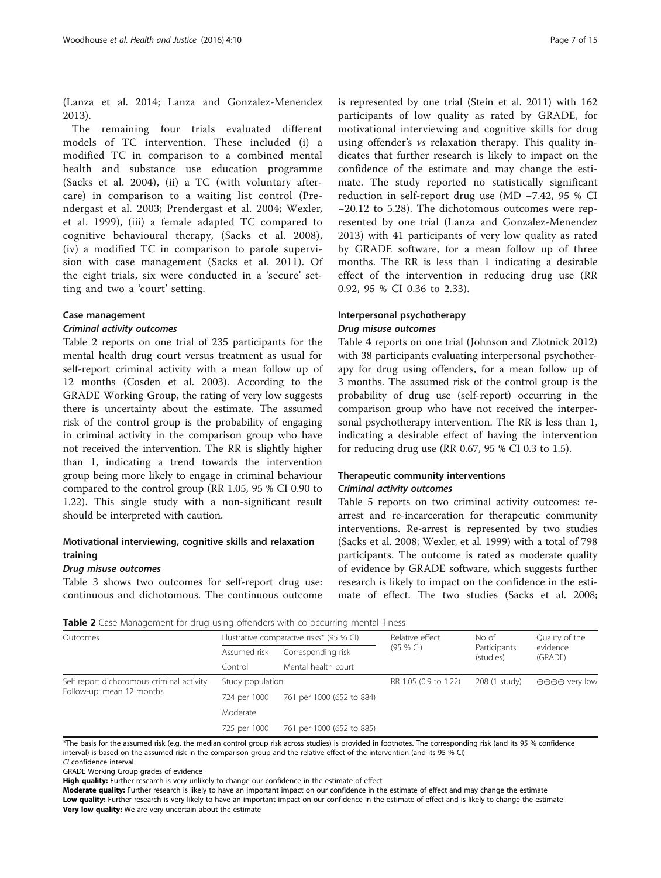(Lanza et al. 2014; Lanza and Gonzalez-Menendez 2013).

The remaining four trials evaluated different models of TC intervention. These included (i) a modified TC in comparison to a combined mental health and substance use education programme (Sacks et al. 2004), (ii) a TC (with voluntary aftercare) in comparison to a waiting list control (Prendergast et al. 2003; Prendergast et al. 2004; Wexler, et al. 1999), (iii) a female adapted TC compared to cognitive behavioural therapy, (Sacks et al. 2008), (iv) a modified TC in comparison to parole supervision with case management (Sacks et al. 2011). Of the eight trials, six were conducted in a 'secure' setting and two a 'court' setting.

### Case management

#### *Criminal activity outcomes*

Table 2 reports on one trial of 235 participants for the mental health drug court versus treatment as usual for self-report criminal activity with a mean follow up of 12 months (Cosden et al. 2003). According to the GRADE Working Group, the rating of very low suggests there is uncertainty about the estimate. The assumed risk of the control group is the probability of engaging in criminal activity in the comparison group who have not received the intervention. The RR is slightly higher than 1, indicating a trend towards the intervention group being more likely to engage in criminal behaviour compared to the control group (RR 1.05, 95 % CI 0.90 to 1.22). This single study with a non-significant result should be interpreted with caution.

### Motivational interviewing, cognitive skills and relaxation training

#### *Drug misuse outcomes*

Table 3 shows two outcomes for self-report drug use: continuous and dichotomous. The continuous outcome is represented by one trial (Stein et al. 2011) with 162 participants of low quality as rated by GRADE, for motivational interviewing and cognitive skills for drug using offender's *vs* relaxation therapy. This quality indicates that further research is likely to impact on the confidence of the estimate and may change the estimate. The study reported no statistically significant reduction in self-report drug use (MD −7.42, 95 % CI −20.12 to 5.28). The dichotomous outcomes were represented by one trial (Lanza and Gonzalez-Menendez 2013) with 41 participants of very low quality as rated by GRADE software, for a mean follow up of three months. The RR is less than 1 indicating a desirable effect of the intervention in reducing drug use (RR 0.92, 95 % CI 0.36 to 2.33).

### Interpersonal psychotherapy

#### *Drug misuse outcomes*

Table 4 reports on one trial (Johnson and Zlotnick 2012) with 38 participants evaluating interpersonal psychotherapy for drug using offenders, for a mean follow up of 3 months. The assumed risk of the control group is the probability of drug use (self-report) occurring in the comparison group who have not received the interpersonal psychotherapy intervention. The RR is less than 1, indicating a desirable effect of having the intervention for reducing drug use (RR 0.67, 95 % CI 0.3 to 1.5).

### Therapeutic community interventions

#### *Criminal activity outcomes*

Table 5 reports on two criminal activity outcomes: re-arrest and re-incarceration for therapeutic community interventions. Re-arrest is represented by two studies (Sacks et al. 2008; Wexler, et al. 1999) with a total of 798 participants. The outcome is rated as moderate quality of evidence by GRADE software, which suggests further research is likely to impact on the confidence in the estimate of effect. The two studies (Sacks et al. 2008;

**Table 2** Case Management for drug-using offenders with co-occurring mental illness

| Outcomes | Illustrative comparative risks* (95 % CI) | | Relative effect (95 % CI) | No of Participants (studies) | Quality of the evidence (GRADE) |
|---|---|---|---|---|---|
| | Assumed risk | Corresponding risk | | | |
| | Control | Mental health court | | | |
| Self report dichotomous criminal activity Follow-up: mean 12 months | Study population | | RR 1.05 (0.9 to 1.22) | 208 (1 study) | ⊕⊖⊖⊖ very low |
| | 724 per 1000 | 761 per 1000 (652 to 884) | | | |
| | Moderate | | | | |
| | 725 per 1000 | 761 per 1000 (652 to 885) | | | |

*The basis for the assumed risk (e.g. the median control group risk across studies) is provided in footnotes. The corresponding risk (and its 95 % confidence interval) is based on the assumed risk in the comparison group and the relative effect of the intervention (and its 95 % CI)
*CI* confidence interval
GRADE Working Group grades of evidence
**High quality:** Further research is very unlikely to change our confidence in the estimate of effect
**Moderate quality:** Further research is likely to have an important impact on our confidence in the estimate of effect and may change the estimate
**Low quality:** Further research is very likely to have an important impact on our confidence in the estimate of effect and is likely to change the estimate
**Very low quality:** We are very uncertain about the estimate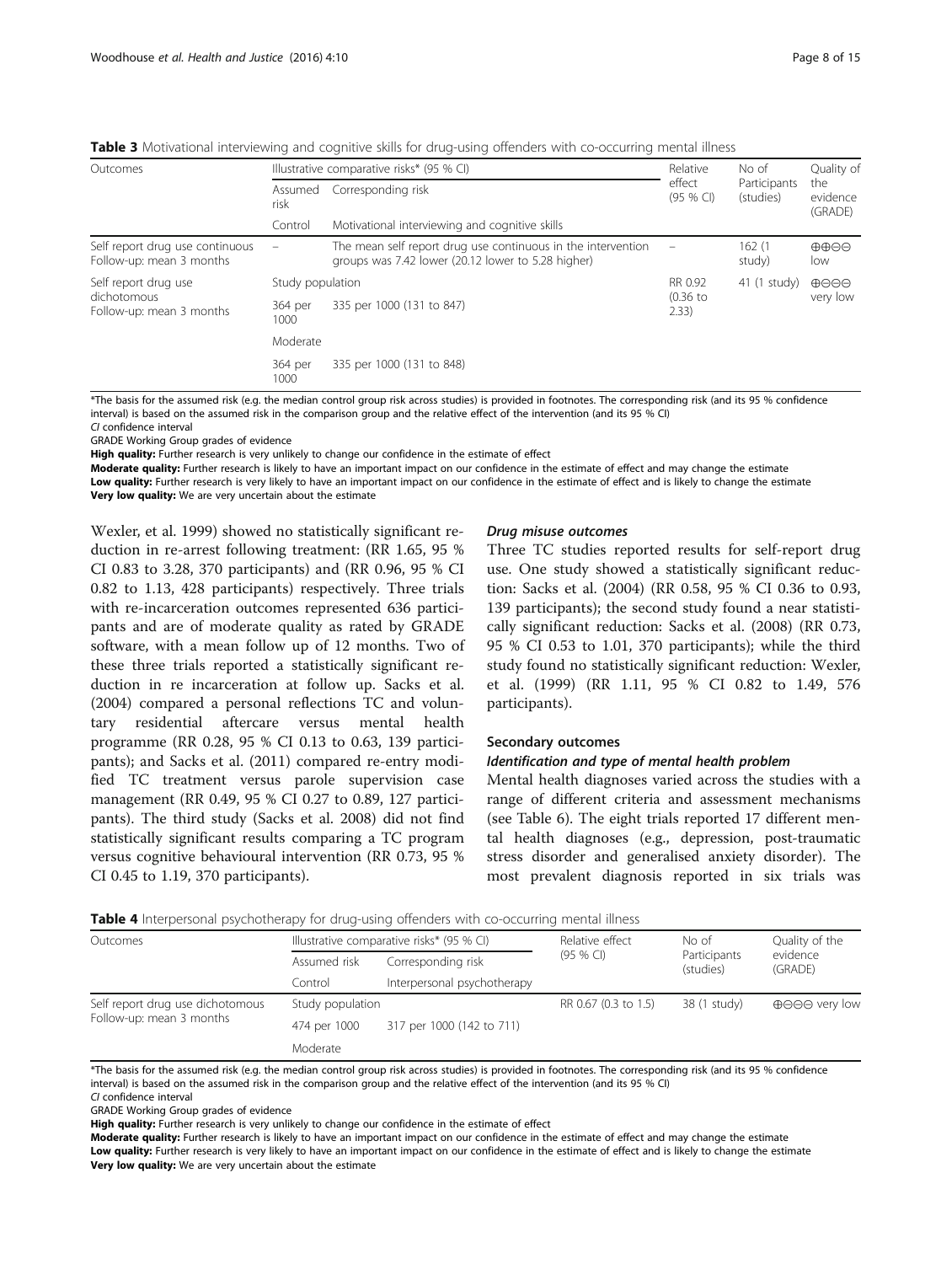**Table 3** Motivational interviewing and cognitive skills for drug-using offenders with co-occurring mental illness

| Outcomes | Illustrative comparative risks* (95 % CI) | | Relative effect (95 % CI) | No of Participants (studies) | Quality of the evidence (GRADE) |
|---|---|---|---|---|---|
| | Assumed risk | Corresponding risk | | | |
| | Control | Motivational interviewing and cognitive skills | | | |
| Self report drug use continuous Follow-up: mean 3 months | – | The mean self report drug use continuous in the intervention groups was 7.42 lower (20.12 lower to 5.28 higher) | – | 162 (1 study) | ⊕⊕⊝⊝ low |
| Self report drug use dichotomous Follow-up: mean 3 months | Study population | | RR 0.92 (0.36 to 2.33) | 41 (1 study) | ⊕⊝⊝⊝ very low |
| | 364 per 1000 | 335 per 1000 (131 to 847) | | | |
| | Moderate | | | | |
| | 364 per 1000 | 335 per 1000 (131 to 848) | | | |

*The basis for the assumed risk (e.g. the median control group risk across studies) is provided in footnotes. The corresponding risk (and its 95 % confidence interval) is based on the assumed risk in the comparison group and the relative effect of the intervention (and its 95 % CI)
*CI* confidence interval
GRADE Working Group grades of evidence
**High quality:** Further research is very unlikely to change our confidence in the estimate of effect
**Moderate quality:** Further research is likely to have an important impact on our confidence in the estimate of effect and may change the estimate
**Low quality:** Further research is very likely to have an important impact on our confidence in the estimate of effect and is likely to change the estimate
**Very low quality:** We are very uncertain about the estimate

Wexler, et al. 1999) showed no statistically significant reduction in re-arrest following treatment: (RR 1.65, 95 % CI 0.83 to 3.28, 370 participants) and (RR 0.96, 95 % CI 0.82 to 1.13, 428 participants) respectively. Three trials with re-incarceration outcomes represented 636 participants and are of moderate quality as rated by GRADE software, with a mean follow up of 12 months. Two of these three trials reported a statistically significant reduction in re incarceration at follow up. Sacks et al. (2004) compared a personal reflections TC and voluntary residential aftercare versus mental health programme (RR 0.28, 95 % CI 0.13 to 0.63, 139 participants); and Sacks et al. (2011) compared re-entry modified TC treatment versus parole supervision case management (RR 0.49, 95 % CI 0.27 to 0.89, 127 participants). The third study (Sacks et al. 2008) did not find statistically significant results comparing a TC program versus cognitive behavioural intervention (RR 0.73, 95 % CI 0.45 to 1.19, 370 participants).

#### *Drug misuse outcomes*

Three TC studies reported results for self-report drug use. One study showed a statistically significant reduction: Sacks et al. (2004) (RR 0.58, 95 % CI 0.36 to 0.93, 139 participants); the second study found a near statistically significant reduction: Sacks et al. (2008) (RR 0.73, 95 % CI 0.53 to 1.01, 370 participants); while the third study found no statistically significant reduction: Wexler, et al. (1999) (RR 1.11, 95 % CI 0.82 to 1.49, 576 participants).

### Secondary outcomes

#### *Identification and type of mental health problem*

Mental health diagnoses varied across the studies with a range of different criteria and assessment mechanisms (see Table 6). The eight trials reported 17 different mental health diagnoses (e.g., depression, post-traumatic stress disorder and generalised anxiety disorder). The most prevalent diagnosis reported in six trials was

**Table 4** Interpersonal psychotherapy for drug-using offenders with co-occurring mental illness

| Outcomes | Illustrative comparative risks* (95 % CI) | | Relative effect (95 % CI) | No of Participants (studies) | Quality of the evidence (GRADE) |
|---|---|---|---|---|---|
| | Assumed risk | Corresponding risk | | | |
| | Control | Interpersonal psychotherapy | | | |
| Self report drug use dichotomous Follow-up: mean 3 months | Study population | | RR 0.67 (0.3 to 1.5) | 38 (1 study) | ⊕⊝⊝⊝ very low |
| | 474 per 1000 | 317 per 1000 (142 to 711) | | | |
| | Moderate | | | | |

*The basis for the assumed risk (e.g. the median control group risk across studies) is provided in footnotes. The corresponding risk (and its 95 % confidence interval) is based on the assumed risk in the comparison group and the relative effect of the intervention (and its 95 % CI)
*CI* confidence interval
GRADE Working Group grades of evidence
**High quality:** Further research is very unlikely to change our confidence in the estimate of effect
**Moderate quality:** Further research is likely to have an important impact on our confidence in the estimate of effect and may change the estimate
**Low quality:** Further research is very likely to have an important impact on our confidence in the estimate of effect and is likely to change the estimate
**Very low quality:** We are very uncertain about the estimate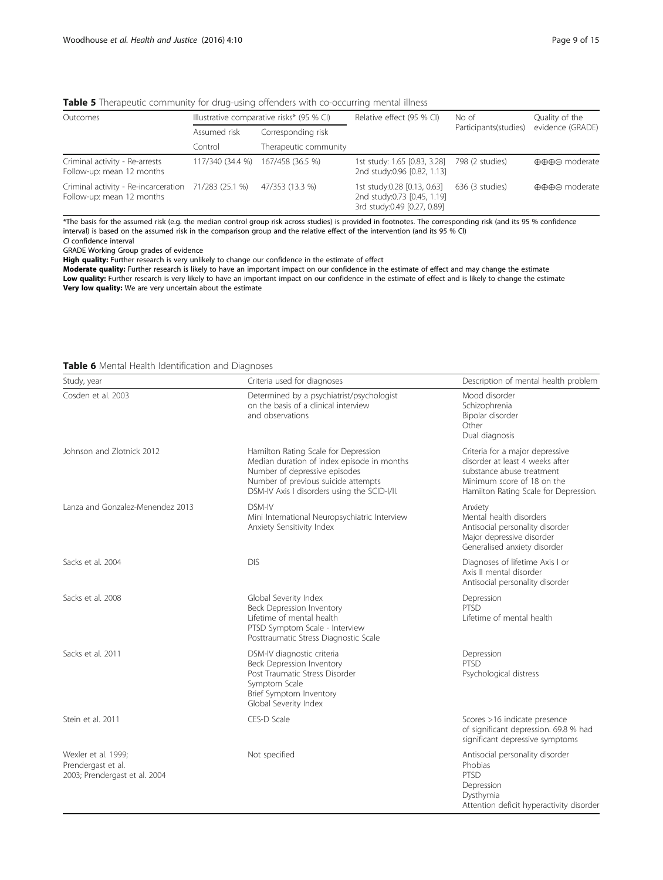**Table 5** Therapeutic community for drug-using offenders with co-occurring mental illness

| Outcomes | Illustrative comparative risks* (95 % CI) | | Relative effect (95 % CI) | No of Participants(studies) | Quality of the evidence (GRADE) |
|---|---|---|---|---|---|
| | Assumed risk | Corresponding risk | | | |
| | Control | Therapeutic community | | | |
| Criminal activity - Re-arrests Follow-up: mean 12 months | 117/340 (34.4 %) | 167/458 (36.5 %) | 1st study: 1.65 [0.83, 3.28] 2nd study:0.96 [0.82, 1.13] | 798 (2 studies) | ⊕⊕⊕⊝ moderate |
| Criminal activity - Re-incarceration Follow-up: mean 12 months | 71/283 (25.1 %) | 47/353 (13.3 %) | 1st study:0.28 [0.13, 0.63] 2nd study:0.73 [0.45, 1.19] 3rd study:0.49 [0.27, 0.89] | 636 (3 studies) | ⊕⊕⊕⊝ moderate |

*The basis for the assumed risk (e.g. the median control group risk across studies) is provided in footnotes. The corresponding risk (and its 95 % confidence interval) is based on the assumed risk in the comparison group and the relative effect of the intervention (and its 95 % CI)

*CI* confidence interval

GRADE Working Group grades of evidence

**High quality:** Further research is very unlikely to change our confidence in the estimate of effect

**Moderate quality:** Further research is likely to have an important impact on our confidence in the estimate of effect and may change the estimate

**Low quality:** Further research is very likely to have an important impact on our confidence in the estimate of effect and is likely to change the estimate

**Very low quality:** We are very uncertain about the estimate

**Table 6** Mental Health Identification and Diagnoses

| Study, year | Criteria used for diagnoses | Description of mental health problem |
|---|---|---|
| Cosden et al. 2003 | Determined by a psychiatrist/psychologist on the basis of a clinical interview and observations | Mood disorder<br>Schizophrenia<br>Bipolar disorder<br>Other<br>Dual diagnosis |
| Johnson and Zlotnick 2012 | Hamilton Rating Scale for Depression<br>Median duration of index episode in months<br>Number of depressive episodes<br>Number of previous suicide attempts<br>DSM-IV Axis I disorders using the SCID-I/II. | Criteria for a major depressive disorder at least 4 weeks after substance abuse treatment<br>Minimum score of 18 on the Hamilton Rating Scale for Depression. |
| Lanza and Gonzalez-Menendez 2013 | DSM-IV<br>Mini International Neuropsychiatric Interview<br>Anxiety Sensitivity Index | Anxiety<br>Mental health disorders<br>Antisocial personality disorder<br>Major depressive disorder<br>Generalised anxiety disorder |
| Sacks et al. 2004 | DIS | Diagnoses of lifetime Axis I or Axis II mental disorder<br>Antisocial personality disorder |
| Sacks et al. 2008 | Global Severity Index<br>Beck Depression Inventory<br>Lifetime of mental health<br>PTSD Symptom Scale - Interview<br>Posttraumatic Stress Diagnostic Scale | Depression<br>PTSD<br>Lifetime of mental health |
| Sacks et al. 2011 | DSM-IV diagnostic criteria<br>Beck Depression Inventory<br>Post Traumatic Stress Disorder Symptom Scale<br>Brief Symptom Inventory<br>Global Severity Index | Depression<br>PTSD<br>Psychological distress |
| Stein et al. 2011 | CES-D Scale | Scores >16 indicate presence of significant depression. 69.8 % had significant depressive symptoms |
| Wexler et al. 1999; Prendergast et al. 2003; Prendergast et al. 2004 | Not specified | Antisocial personality disorder<br>Phobias<br>PTSD<br>Depression<br>Dysthymia<br>Attention deficit hyperactivity disorder |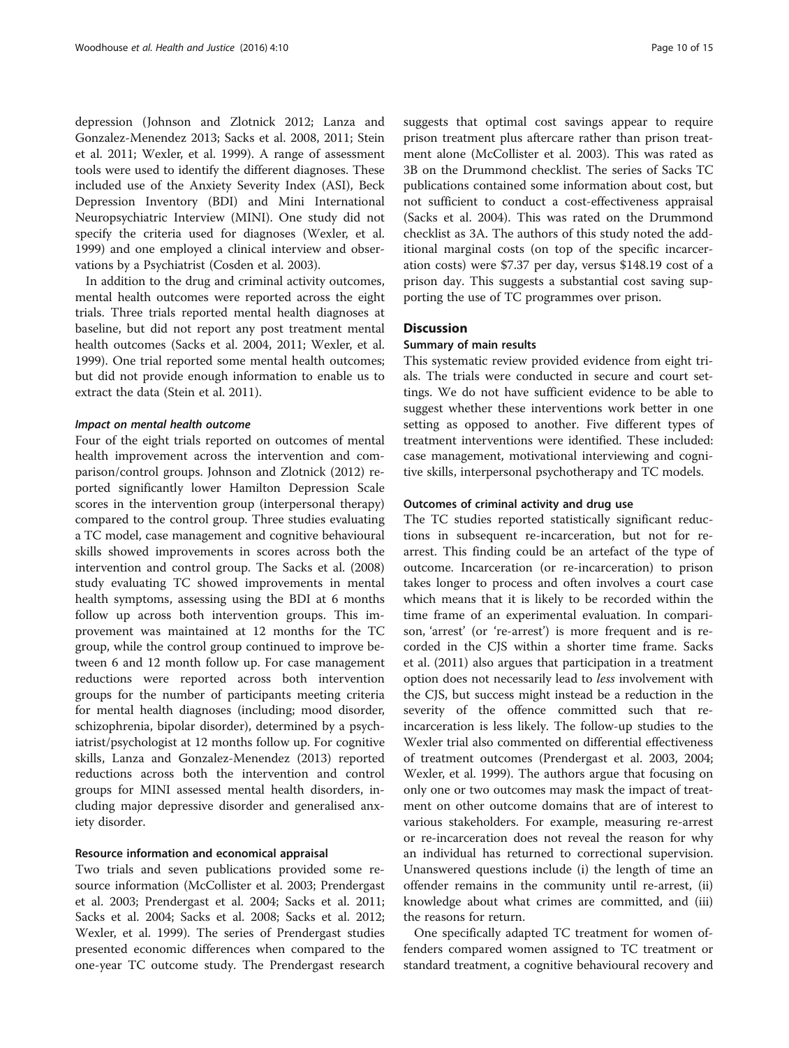depression (Johnson and Zlotnick 2012; Lanza and Gonzalez-Menendez 2013; Sacks et al. 2008, 2011; Stein et al. 2011; Wexler, et al. 1999). A range of assessment tools were used to identify the different diagnoses. These included use of the Anxiety Severity Index (ASI), Beck Depression Inventory (BDI) and Mini International Neuropsychiatric Interview (MINI). One study did not specify the criteria used for diagnoses (Wexler, et al. 1999) and one employed a clinical interview and observations by a Psychiatrist (Cosden et al. 2003).

In addition to the drug and criminal activity outcomes, mental health outcomes were reported across the eight trials. Three trials reported mental health diagnoses at baseline, but did not report any post treatment mental health outcomes (Sacks et al. 2004, 2011; Wexler, et al. 1999). One trial reported some mental health outcomes; but did not provide enough information to enable us to extract the data (Stein et al. 2011).

#### *Impact on mental health outcome*

Four of the eight trials reported on outcomes of mental health improvement across the intervention and comparison/control groups. Johnson and Zlotnick (2012) reported significantly lower Hamilton Depression Scale scores in the intervention group (interpersonal therapy) compared to the control group. Three studies evaluating a TC model, case management and cognitive behavioural skills showed improvements in scores across both the intervention and control group. The Sacks et al. (2008) study evaluating TC showed improvements in mental health symptoms, assessing using the BDI at 6 months follow up across both intervention groups. This improvement was maintained at 12 months for the TC group, while the control group continued to improve between 6 and 12 month follow up. For case management reductions were reported across both intervention groups for the number of participants meeting criteria for mental health diagnoses (including; mood disorder, schizophrenia, bipolar disorder), determined by a psychiatrist/psychologist at 12 months follow up. For cognitive skills, Lanza and Gonzalez-Menendez (2013) reported reductions across both the intervention and control groups for MINI assessed mental health disorders, including major depressive disorder and generalised anxiety disorder.

### Resource information and economical appraisal

Two trials and seven publications provided some resource information (McCollister et al. 2003; Prendergast et al. 2003; Prendergast et al. 2004; Sacks et al. 2011; Sacks et al. 2004; Sacks et al. 2008; Sacks et al. 2012; Wexler, et al. 1999). The series of Prendergast studies presented economic differences when compared to the one-year TC outcome study. The Prendergast research suggests that optimal cost savings appear to require prison treatment plus aftercare rather than prison treatment alone (McCollister et al. 2003). This was rated as 3B on the Drummond checklist. The series of Sacks TC publications contained some information about cost, but not sufficient to conduct a cost-effectiveness appraisal (Sacks et al. 2004). This was rated on the Drummond checklist as 3A. The authors of this study noted the additional marginal costs (on top of the specific incarceration costs) were $7.37 per day, versus $148.19 cost of a prison day. This suggests a substantial cost saving supporting the use of TC programmes over prison.

## Discussion

### Summary of main results

This systematic review provided evidence from eight trials. The trials were conducted in secure and court settings. We do not have sufficient evidence to be able to suggest whether these interventions work better in one setting as opposed to another. Five different types of treatment interventions were identified. These included: case management, motivational interviewing and cognitive skills, interpersonal psychotherapy and TC models.

### Outcomes of criminal activity and drug use

The TC studies reported statistically significant reductions in subsequent re-incarceration, but not for re-arrest. This finding could be an artefact of the type of outcome. Incarceration (or re-incarceration) to prison takes longer to process and often involves a court case which means that it is likely to be recorded within the time frame of an experimental evaluation. In comparison, 'arrest' (or 're-arrest') is more frequent and is recorded in the CJS within a shorter time frame. Sacks et al. (2011) also argues that participation in a treatment option does not necessarily lead to *less* involvement with the CJS, but success might instead be a reduction in the severity of the offence committed such that re-incarceration is less likely. The follow-up studies to the Wexler trial also commented on differential effectiveness of treatment outcomes (Prendergast et al. 2003, 2004; Wexler, et al. 1999). The authors argue that focusing on only one or two outcomes may mask the impact of treatment on other outcome domains that are of interest to various stakeholders. For example, measuring re-arrest or re-incarceration does not reveal the reason for why an individual has returned to correctional supervision. Unanswered questions include (i) the length of time an offender remains in the community until re-arrest, (ii) knowledge about what crimes are committed, and (iii) the reasons for return.

One specifically adapted TC treatment for women offenders compared women assigned to TC treatment or standard treatment, a cognitive behavioural recovery and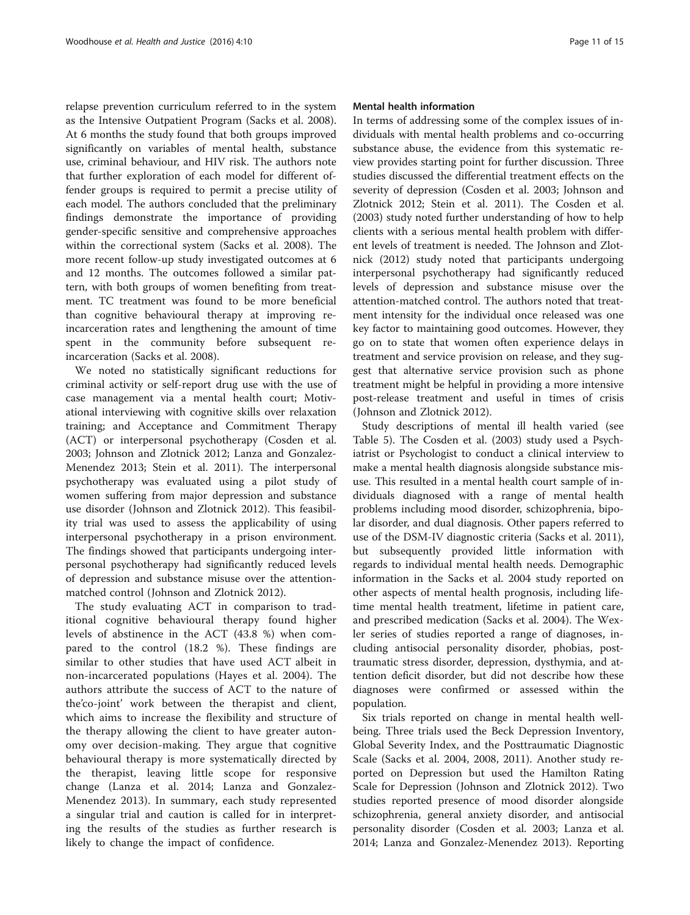relapse prevention curriculum referred to in the system as the Intensive Outpatient Program (Sacks et al. 2008). At 6 months the study found that both groups improved significantly on variables of mental health, substance use, criminal behaviour, and HIV risk. The authors note that further exploration of each model for different offender groups is required to permit a precise utility of each model. The authors concluded that the preliminary findings demonstrate the importance of providing gender-specific sensitive and comprehensive approaches within the correctional system (Sacks et al. 2008). The more recent follow-up study investigated outcomes at 6 and 12 months. The outcomes followed a similar pattern, with both groups of women benefiting from treatment. TC treatment was found to be more beneficial than cognitive behavioural therapy at improving reincarceration rates and lengthening the amount of time spent in the community before subsequent reincarceration (Sacks et al. 2008).

We noted no statistically significant reductions for criminal activity or self-report drug use with the use of case management via a mental health court; Motivational interviewing with cognitive skills over relaxation training; and Acceptance and Commitment Therapy (ACT) or interpersonal psychotherapy (Cosden et al. 2003; Johnson and Zlotnick 2012; Lanza and Gonzalez-Menendez 2013; Stein et al. 2011). The interpersonal psychotherapy was evaluated using a pilot study of women suffering from major depression and substance use disorder (Johnson and Zlotnick 2012). This feasibility trial was used to assess the applicability of using interpersonal psychotherapy in a prison environment. The findings showed that participants undergoing interpersonal psychotherapy had significantly reduced levels of depression and substance misuse over the attention-matched control (Johnson and Zlotnick 2012).

The study evaluating ACT in comparison to traditional cognitive behavioural therapy found higher levels of abstinence in the ACT (43.8 %) when compared to the control (18.2 %). These findings are similar to other studies that have used ACT albeit in non-incarcerated populations (Hayes et al. 2004). The authors attribute the success of ACT to the nature of the'co-joint' work between the therapist and client, which aims to increase the flexibility and structure of the therapy allowing the client to have greater autonomy over decision-making. They argue that cognitive behavioural therapy is more systematically directed by the therapist, leaving little scope for responsive change (Lanza et al. 2014; Lanza and Gonzalez-Menendez 2013). In summary, each study represented a singular trial and caution is called for in interpreting the results of the studies as further research is likely to change the impact of confidence.

#### Mental health information

In terms of addressing some of the complex issues of individuals with mental health problems and co-occurring substance abuse, the evidence from this systematic review provides starting point for further discussion. Three studies discussed the differential treatment effects on the severity of depression (Cosden et al. 2003; Johnson and Zlotnick 2012; Stein et al. 2011). The Cosden et al. (2003) study noted further understanding of how to help clients with a serious mental health problem with different levels of treatment is needed. The Johnson and Zlotnick (2012) study noted that participants undergoing interpersonal psychotherapy had significantly reduced levels of depression and substance misuse over the attention-matched control. The authors noted that treatment intensity for the individual once released was one key factor to maintaining good outcomes. However, they go on to state that women often experience delays in treatment and service provision on release, and they suggest that alternative service provision such as phone treatment might be helpful in providing a more intensive post-release treatment and useful in times of crisis (Johnson and Zlotnick 2012).

Study descriptions of mental ill health varied (see Table 5). The Cosden et al. (2003) study used a Psychiatrist or Psychologist to conduct a clinical interview to make a mental health diagnosis alongside substance misuse. This resulted in a mental health court sample of individuals diagnosed with a range of mental health problems including mood disorder, schizophrenia, bipolar disorder, and dual diagnosis. Other papers referred to use of the DSM-IV diagnostic criteria (Sacks et al. 2011), but subsequently provided little information with regards to individual mental health needs. Demographic information in the Sacks et al. 2004 study reported on other aspects of mental health prognosis, including lifetime mental health treatment, lifetime in patient care, and prescribed medication (Sacks et al. 2004). The Wexler series of studies reported a range of diagnoses, including antisocial personality disorder, phobias, post-traumatic stress disorder, depression, dysthymia, and attention deficit disorder, but did not describe how these diagnoses were confirmed or assessed within the population.

Six trials reported on change in mental health wellbeing. Three trials used the Beck Depression Inventory, Global Severity Index, and the Posttraumatic Diagnostic Scale (Sacks et al. 2004, 2008, 2011). Another study reported on Depression but used the Hamilton Rating Scale for Depression (Johnson and Zlotnick 2012). Two studies reported presence of mood disorder alongside schizophrenia, general anxiety disorder, and antisocial personality disorder (Cosden et al. 2003; Lanza et al. 2014; Lanza and Gonzalez-Menendez 2013). Reporting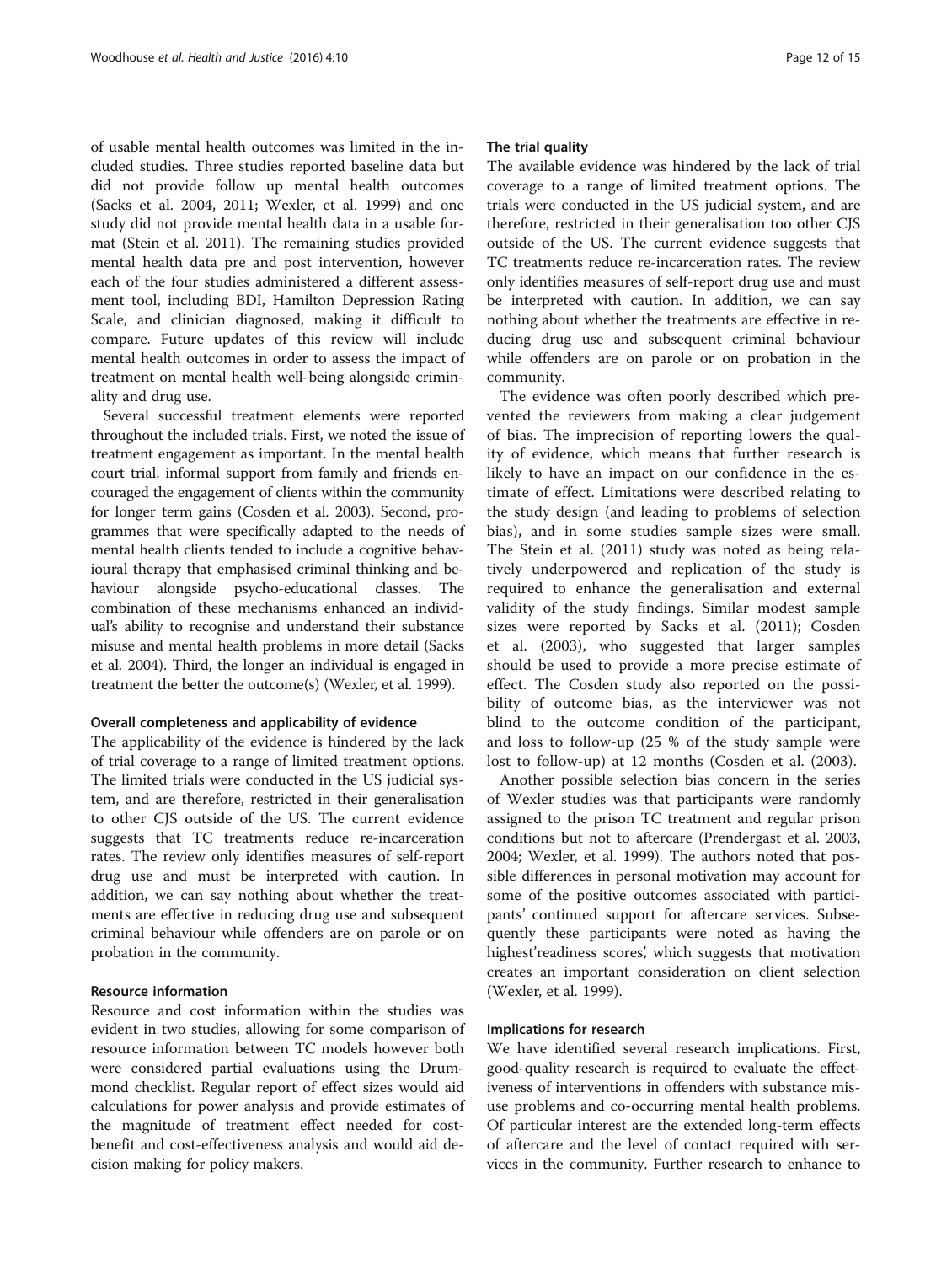of usable mental health outcomes was limited in the included studies. Three studies reported baseline data but did not provide follow up mental health outcomes (Sacks et al. 2004, 2011; Wexler, et al. 1999) and one study did not provide mental health data in a usable format (Stein et al. 2011). The remaining studies provided mental health data pre and post intervention, however each of the four studies administered a different assessment tool, including BDI, Hamilton Depression Rating Scale, and clinician diagnosed, making it difficult to compare. Future updates of this review will include mental health outcomes in order to assess the impact of treatment on mental health well-being alongside criminality and drug use.

Several successful treatment elements were reported throughout the included trials. First, we noted the issue of treatment engagement as important. In the mental health court trial, informal support from family and friends encouraged the engagement of clients within the community for longer term gains (Cosden et al. 2003). Second, programmes that were specifically adapted to the needs of mental health clients tended to include a cognitive behavioural therapy that emphasised criminal thinking and behaviour alongside psycho-educational classes. The combination of these mechanisms enhanced an individual's ability to recognise and understand their substance misuse and mental health problems in more detail (Sacks et al. 2004). Third, the longer an individual is engaged in treatment the better the outcome(s) (Wexler, et al. 1999).

#### Overall completeness and applicability of evidence

The applicability of the evidence is hindered by the lack of trial coverage to a range of limited treatment options. The limited trials were conducted in the US judicial system, and are therefore, restricted in their generalisation to other CJS outside of the US. The current evidence suggests that TC treatments reduce re-incarceration rates. The review only identifies measures of self-report drug use and must be interpreted with caution. In addition, we can say nothing about whether the treatments are effective in reducing drug use and subsequent criminal behaviour while offenders are on parole or on probation in the community.

#### Resource information

Resource and cost information within the studies was evident in two studies, allowing for some comparison of resource information between TC models however both were considered partial evaluations using the Drummond checklist. Regular report of effect sizes would aid calculations for power analysis and provide estimates of the magnitude of treatment effect needed for cost-benefit and cost-effectiveness analysis and would aid decision making for policy makers.

#### The trial quality

The available evidence was hindered by the lack of trial coverage to a range of limited treatment options. The trials were conducted in the US judicial system, and are therefore, restricted in their generalisation too other CJS outside of the US. The current evidence suggests that TC treatments reduce re-incarceration rates. The review only identifies measures of self-report drug use and must be interpreted with caution. In addition, we can say nothing about whether the treatments are effective in reducing drug use and subsequent criminal behaviour while offenders are on parole or on probation in the community.

The evidence was often poorly described which prevented the reviewers from making a clear judgement of bias. The imprecision of reporting lowers the quality of evidence, which means that further research is likely to have an impact on our confidence in the estimate of effect. Limitations were described relating to the study design (and leading to problems of selection bias), and in some studies sample sizes were small. The Stein et al. (2011) study was noted as being relatively underpowered and replication of the study is required to enhance the generalisation and external validity of the study findings. Similar modest sample sizes were reported by Sacks et al. (2011); Cosden et al. (2003), who suggested that larger samples should be used to provide a more precise estimate of effect. The Cosden study also reported on the possibility of outcome bias, as the interviewer was not blind to the outcome condition of the participant, and loss to follow-up (25 % of the study sample were lost to follow-up) at 12 months (Cosden et al. (2003).

Another possible selection bias concern in the series of Wexler studies was that participants were randomly assigned to the prison TC treatment and regular prison conditions but not to aftercare (Prendergast et al. 2003, 2004; Wexler, et al. 1999). The authors noted that possible differences in personal motivation may account for some of the positive outcomes associated with participants' continued support for aftercare services. Subsequently these participants were noted as having the highest'readiness scores', which suggests that motivation creates an important consideration on client selection (Wexler, et al. 1999).

#### Implications for research

We have identified several research implications. First, good-quality research is required to evaluate the effectiveness of interventions in offenders with substance misuse problems and co-occurring mental health problems. Of particular interest are the extended long-term effects of aftercare and the level of contact required with services in the community. Further research to enhance to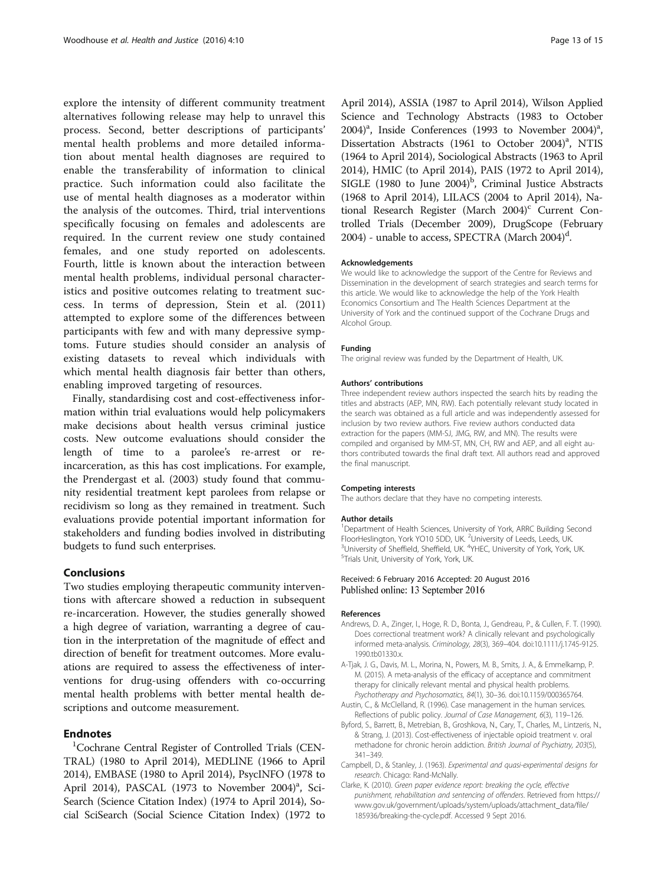explore the intensity of different community treatment alternatives following release may help to unravel this process. Second, better descriptions of participants' mental health problems and more detailed information about mental health diagnoses are required to enable the transferability of information to clinical practice. Such information could also facilitate the use of mental health diagnoses as a moderator within the analysis of the outcomes. Third, trial interventions specifically focusing on females and adolescents are required. In the current review one study contained females, and one study reported on adolescents. Fourth, little is known about the interaction between mental health problems, individual personal characteristics and positive outcomes relating to treatment success. In terms of depression, Stein et al. (2011) attempted to explore some of the differences between participants with few and with many depressive symptoms. Future studies should consider an analysis of existing datasets to reveal which individuals with which mental health diagnosis fair better than others, enabling improved targeting of resources.

Finally, standardising cost and cost-effectiveness information within trial evaluations would help policymakers make decisions about health versus criminal justice costs. New outcome evaluations should consider the length of time to a parolee's re-arrest or re-incarceration, as this has cost implications. For example, the Prendergast et al. (2003) study found that community residential treatment kept parolees from relapse or recidivism so long as they remained in treatment. Such evaluations provide potential important information for stakeholders and funding bodies involved in distributing budgets to fund such enterprises.

## Conclusions

Two studies employing therapeutic community interventions with aftercare showed a reduction in subsequent re-incarceration. However, the studies generally showed a high degree of variation, warranting a degree of caution in the interpretation of the magnitude of effect and direction of benefit for treatment outcomes. More evaluations are required to assess the effectiveness of interventions for drug-using offenders with co-occurring mental health problems with better mental health descriptions and outcome measurement.

## Endnotes

[1]Cochrane Central Register of Controlled Trials (CENTRAL) (1980 to April 2014), MEDLINE (1966 to April 2014), EMBASE (1980 to April 2014), PsycINFO (1978 to April 2014), PASCAL (1973 to November 2004)[a], SciSearch (Science Citation Index) (1974 to April 2014), Social SciSearch (Social Science Citation Index) (1972 to April 2014), ASSIA (1987 to April 2014), Wilson Applied Science and Technology Abstracts (1983 to October 2004)[a], Inside Conferences (1993 to November 2004)[a], Dissertation Abstracts (1961 to October 2004)[a], NTIS (1964 to April 2014), Sociological Abstracts (1963 to April 2014), HMIC (to April 2014), PAIS (1972 to April 2014), SIGLE (1980 to June 2004)[b], Criminal Justice Abstracts (1968 to April 2014), LILACS (2004 to April 2014), National Research Register (March 2004)[c] Current Controlled Trials (December 2009), DrugScope (February 2004) - unable to access, SPECTRA (March 2004)[d].

#### Acknowledgements

We would like to acknowledge the support of the Centre for Reviews and Dissemination in the development of search strategies and search terms for this article. We would like to acknowledge the help of the York Health Economics Consortium and The Health Sciences Department at the University of York and the continued support of the Cochrane Drugs and Alcohol Group.

#### Funding

The original review was funded by the Department of Health, UK.

#### Authors' contributions

Three independent review authors inspected the search hits by reading the titles and abstracts (AEP, MN, RW). Each potentially relevant study located in the search was obtained as a full article and was independently assessed for inclusion by two review authors. Five review authors conducted data extraction for the papers (MM-SJ, JMG, RW, and MN). The results were compiled and organised by MM-ST, MN, CH, RW and AEP, and all eight authors contributed towards the final draft text. All authors read and approved the final manuscript.

#### Competing interests

The authors declare that they have no competing interests.

#### Author details

[1]Department of Health Sciences, University of York, ARRC Building Second FloorHeslington, York YO10 5DD, UK. [2]University of Leeds, Leeds, UK. [3]University of Sheffield, Sheffield, UK. [4]YHEC, University of York, York, UK. [5]Trials Unit, University of York, York, UK.

Received: 6 February 2016 Accepted: 20 August 2016
Published online: 13 September 2016

#### References

- Andrews, D. A., Zinger, I., Hoge, R. D., Bonta, J., Gendreau, P., & Cullen, F. T. (1990). Does correctional treatment work? A clinically relevant and psychologically informed meta-analysis. *Criminology, 28*(3), 369–404. doi:10.1111/j.1745-9125.1990.tb01330.x.
- A-Tjak, J. G., Davis, M. L., Morina, N., Powers, M. B., Smits, J. A., & Emmelkamp, P. M. (2015). A meta-analysis of the efficacy of acceptance and commitment therapy for clinically relevant mental and physical health problems. *Psychotherapy and Psychosomatics, 84*(1), 30–36. doi:10.1159/000365764.
- Austin, C., & McClelland, R. (1996). Case management in the human services. Reflections of public policy. *Journal of Case Management, 6*(3), 119–126.
- Byford, S., Barrett, B., Metrebian, B., Groshkova, N., Cary, T., Charles, M., Lintzeris, N., & Strang, J. (2013). Cost-effectiveness of injectable opioid treatment v. oral methadone for chronic heroin addiction. *British Journal of Psychiatry, 203*(5), 341–349.
- Campbell, D., & Stanley, J. (1963). *Experimental and quasi-experimental designs for research*. Chicago: Rand-McNally.
- Clarke, K. (2010). *Green paper evidence report: breaking the cycle, effective punishment, rehabilitation and sentencing of offenders*. Retrieved from https://www.gov.uk/government/uploads/system/uploads/attachment_data/file/185936/breaking-the-cycle.pdf. Accessed 9 Sept 2016.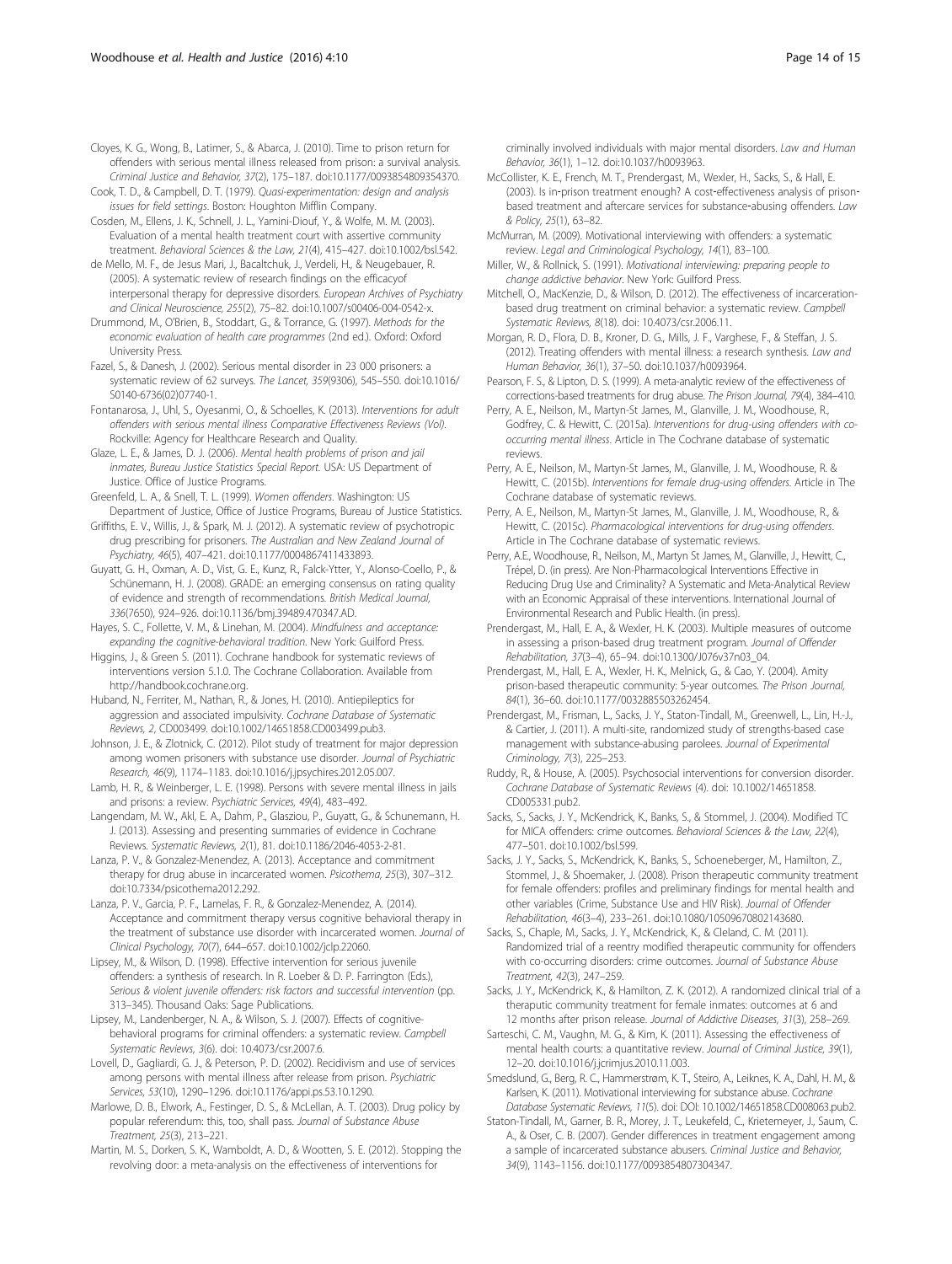Cloyes, K. G., Wong, B., Latimer, S., & Abarca, J. (2010). Time to prison return for offenders with serious mental illness released from prison: a survival analysis. *Criminal Justice and Behavior, 37*(2), 175–187. doi:10.1177/0093854809354370.

Cook, T. D., & Campbell, D. T. (1979). *Quasi-experimentation: design and analysis issues for field settings*. Boston: Houghton Mifflin Company.

Cosden, M., Ellens, J. K., Schnell, J. L., Yamini-Diouf, Y., & Wolfe, M. M. (2003). Evaluation of a mental health treatment court with assertive community treatment. *Behavioral Sciences & the Law, 21*(4), 415–427. doi:10.1002/bsl.542.

de Mello, M. F., de Jesus Mari, J., Bacaltchuk, J., Verdeli, H., & Neugebauer, R. (2005). A systematic review of research findings on the efficacyof interpersonal therapy for depressive disorders. *European Archives of Psychiatry and Clinical Neuroscience, 255*(2), 75–82. doi:10.1007/s00406-004-0542-x.

Drummond, M., O'Brien, B., Stoddart, G., & Torrance, G. (1997). *Methods for the economic evaluation of health care programmes* (2nd ed.). Oxford: Oxford University Press.

Fazel, S., & Danesh, J. (2002). Serious mental disorder in 23 000 prisoners: a systematic review of 62 surveys. *The Lancet, 359*(9306), 545–550. doi:10.1016/S0140-6736(02)07740-1.

Fontanarosa, J., Uhl, S., Oyesanmi, O., & Schoelles, K. (2013). *Interventions for adult offenders with serious mental illness Comparative Effectiveness Reviews (Vol)*. Rockville: Agency for Healthcare Research and Quality.

Glaze, L. E., & James, D. J. (2006). *Mental health problems of prison and jail inmates, Bureau Justice Statistics Special Report*. USA: US Department of Justice. Office of Justice Programs.

Greenfeld, L. A., & Snell, T. L. (1999). *Women offenders*. Washington: US Department of Justice, Office of Justice Programs, Bureau of Justice Statistics.

Griffiths, E. V., Willis, J., & Spark, M. J. (2012). A systematic review of psychotropic drug prescribing for prisoners. *The Australian and New Zealand Journal of Psychiatry, 46*(5), 407–421. doi:10.1177/0004867411433893.

Guyatt, G. H., Oxman, A. D., Vist, G. E., Kunz, R., Falck-Ytter, Y., Alonso-Coello, P., & Schünemann, H. J. (2008). GRADE: an emerging consensus on rating quality of evidence and strength of recommendations. *British Medical Journal, 336*(7650), 924–926. doi:10.1136/bmj.39489.470347.AD.

Hayes, S. C., Follette, V. M., & Linehan, M. (2004). *Mindfulness and acceptance: expanding the cognitive-behavioral tradition*. New York: Guilford Press.

Higgins, J., & Green S. (2011). Cochrane handbook for systematic reviews of interventions version 5.1.0. The Cochrane Collaboration. Available from http://handbook.cochrane.org.

Huband, N., Ferriter, M., Nathan, R., & Jones, H. (2010). Antiepileptics for aggression and associated impulsivity. *Cochrane Database of Systematic Reviews, 2*, CD003499. doi:10.1002/14651858.CD003499.pub3.

Johnson, J. E., & Zlotnick, C. (2012). Pilot study of treatment for major depression among women prisoners with substance use disorder. *Journal of Psychiatric Research, 46*(9), 1174–1183. doi:10.1016/j.jpsychires.2012.05.007.

Lamb, H. R., & Weinberger, L. E. (1998). Persons with severe mental illness in jails and prisons: a review. *Psychiatric Services, 49*(4), 483–492.

Langendam, M. W., Akl, E. A., Dahm, P., Glasziou, P., Guyatt, G., & Schunemann, H. J. (2013). Assessing and presenting summaries of evidence in Cochrane Reviews. *Systematic Reviews, 2*(1), 81. doi:10.1186/2046-4053-2-81.

Lanza, P. V., & Gonzalez-Menendez, A. (2013). Acceptance and commitment therapy for drug abuse in incarcerated women. *Psicothema, 25*(3), 307–312. doi:10.7334/psicothema2012.292.

Lanza, P. V., Garcia, P. F., Lamelas, F. R., & Gonzalez-Menendez, A. (2014). Acceptance and commitment therapy versus cognitive behavioral therapy in the treatment of substance use disorder with incarcerated women. *Journal of Clinical Psychology, 70*(7), 644–657. doi:10.1002/jclp.22060.

Lipsey, M., & Wilson, D. (1998). Effective intervention for serious juvenile offenders: a synthesis of research. In R. Loeber & D. P. Farrington (Eds.), *Serious & violent juvenile offenders: risk factors and successful intervention* (pp. 313–345). Thousand Oaks: Sage Publications.

Lipsey, M., Landenberger, N. A., & Wilson, S. J. (2007). Effects of cognitive-behavioral programs for criminal offenders: a systematic review. *Campbell Systematic Reviews, 3*(6). doi: 10.4073/csr.2007.6.

Lovell, D., Gagliardi, G. J., & Peterson, P. D. (2002). Recidivism and use of services among persons with mental illness after release from prison. *Psychiatric Services, 53*(10), 1290–1296. doi:10.1176/appi.ps.53.10.1290.

Marlowe, D. B., Elwork, A., Festinger, D. S., & McLellan, A. T. (2003). Drug policy by popular referendum: this, too, shall pass. *Journal of Substance Abuse Treatment, 25*(3), 213–221.

Martin, M. S., Dorken, S. K., Wamboldt, A. D., & Wootten, S. E. (2012). Stopping the revolving door: a meta-analysis on the effectiveness of interventions for criminally involved individuals with major mental disorders. *Law and Human Behavior, 36*(1), 1–12. doi:10.1037/h0093963.

McCollister, K. E., French, M. T., Prendergast, M., Wexler, H., Sacks, S., & Hall, E. (2003). Is in-prison treatment enough? A cost-effectiveness analysis of prison-based treatment and aftercare services for substance-abusing offenders. *Law & Policy, 25*(1), 63–82.

McMurran, M. (2009). Motivational interviewing with offenders: a systematic review. *Legal and Criminological Psychology, 14*(1), 83–100.

Miller, W., & Rollnick, S. (1991). *Motivational interviewing: preparing people to change addictive behavior*. New York: Guilford Press.

Mitchell, O., MacKenzie, D., & Wilson, D. (2012). The effectiveness of incarceration-based drug treatment on criminal behavior: a systematic review. *Campbell Systematic Reviews, 8*(18). doi: 10.4073/csr.2006.11.

Morgan, R. D., Flora, D. B., Kroner, D. G., Mills, J. F., Varghese, F., & Steffan, J. S. (2012). Treating offenders with mental illness: a research synthesis. *Law and Human Behavior, 36*(1), 37–50. doi:10.1037/h0093964.

Pearson, F. S., & Lipton, D. S. (1999). A meta-analytic review of the effectiveness of corrections-based treatments for drug abuse. *The Prison Journal, 79*(4), 384–410.

Perry, A. E., Neilson, M., Martyn-St James, M., Glanville, J. M., Woodhouse, R., Godfrey, C. & Hewitt, C. (2015a). *Interventions for drug-using offenders with co-occurring mental illness*. Article in The Cochrane database of systematic reviews.

Perry, A. E., Neilson, M., Martyn-St James, M., Glanville, J. M., Woodhouse, R. & Hewitt, C. (2015b). *Interventions for female drug-using offenders*. Article in The Cochrane database of systematic reviews.

Perry, A. E., Neilson, M., Martyn-St James, M., Glanville, J. M., Woodhouse, R., & Hewitt, C. (2015c). *Pharmacological interventions for drug-using offenders*. Article in The Cochrane database of systematic reviews.

Perry, A.E., Woodhouse, R., Neilson, M., Martyn St James, M., Glanville, J., Hewitt, C., Trépel, D. (in press). Are Non-Pharmacological Interventions Effective in Reducing Drug Use and Criminality? A Systematic and Meta-Analytical Review with an Economic Appraisal of these interventions. International Journal of Environmental Research and Public Health. (in press).

Prendergast, M., Hall, E. A., & Wexler, H. K. (2003). Multiple measures of outcome in assessing a prison-based drug treatment program. *Journal of Offender Rehabilitation, 37*(3–4), 65–94. doi:10.1300/J076v37n03_04.

Prendergast, M., Hall, E. A., Wexler, H. K., Melnick, G., & Cao, Y. (2004). Amity prison-based therapeutic community: 5-year outcomes. *The Prison Journal, 84*(1), 36–60. doi:10.1177/0032885503262454.

Prendergast, M., Frisman, L., Sacks, J. Y., Staton-Tindall, M., Greenwell, L., Lin, H.-J., & Cartier, J. (2011). A multi-site, randomized study of strengths-based case management with substance-abusing parolees. *Journal of Experimental Criminology, 7*(3), 225–253.

Ruddy, R., & House, A. (2005). Psychosocial interventions for conversion disorder. *Cochrane Database of Systematic Reviews* (4). doi: 10.1002/14651858.CD005331.pub2.

Sacks, S., Sacks, J. Y., McKendrick, K., Banks, S., & Stommel, J. (2004). Modified TC for MICA offenders: crime outcomes. *Behavioral Sciences & the Law, 22*(4), 477–501. doi:10.1002/bsl.599.

Sacks, J. Y., Sacks, S., McKendrick, K., Banks, S., Schoeneberger, M., Hamilton, Z., Stommel, J., & Shoemaker, J. (2008). Prison therapeutic community treatment for female offenders: profiles and preliminary findings for mental health and other variables (Crime, Substance Use and HIV Risk). *Journal of Offender Rehabilitation, 46*(3–4), 233–261. doi:10.1080/10509670802143680.

Sacks, S., Chaple, M., Sacks, J. Y., McKendrick, K., & Cleland, C. M. (2011). Randomized trial of a reentry modified therapeutic community for offenders with co-occurring disorders: crime outcomes. *Journal of Substance Abuse Treatment, 42*(3), 247–259.

Sacks, J. Y., McKendrick, K., & Hamilton, Z. K. (2012). A randomized clinical trial of a theraputic community treatment for female inmates: outcomes at 6 and 12 months after prison release. *Journal of Addictive Diseases, 31*(3), 258–269.

Sarteschi, C. M., Vaughn, M. G., & Kim, K. (2011). Assessing the effectiveness of mental health courts: a quantitative review. *Journal of Criminal Justice, 39*(1), 12–20. doi:10.1016/j.jcrimjus.2010.11.003.

Smedslund, G., Berg, R. C., Hammerstrøm, K. T., Steiro, A., Leiknes, K. A., Dahl, H. M., & Karlsen, K. (2011). Motivational interviewing for substance abuse. *Cochrane Database Systematic Reviews, 11*(5). doi: DOI: 10.1002/14651858.CD008063.pub2.

Staton-Tindall, M., Garner, B. R., Morey, J. T., Leukefeld, C., Krietemeyer, J., Saum, C. A., & Oser, C. B. (2007). Gender differences in treatment engagement among a sample of incarcerated substance abusers. *Criminal Justice and Behavior, 34*(9), 1143–1156. doi:10.1177/0093854807304347.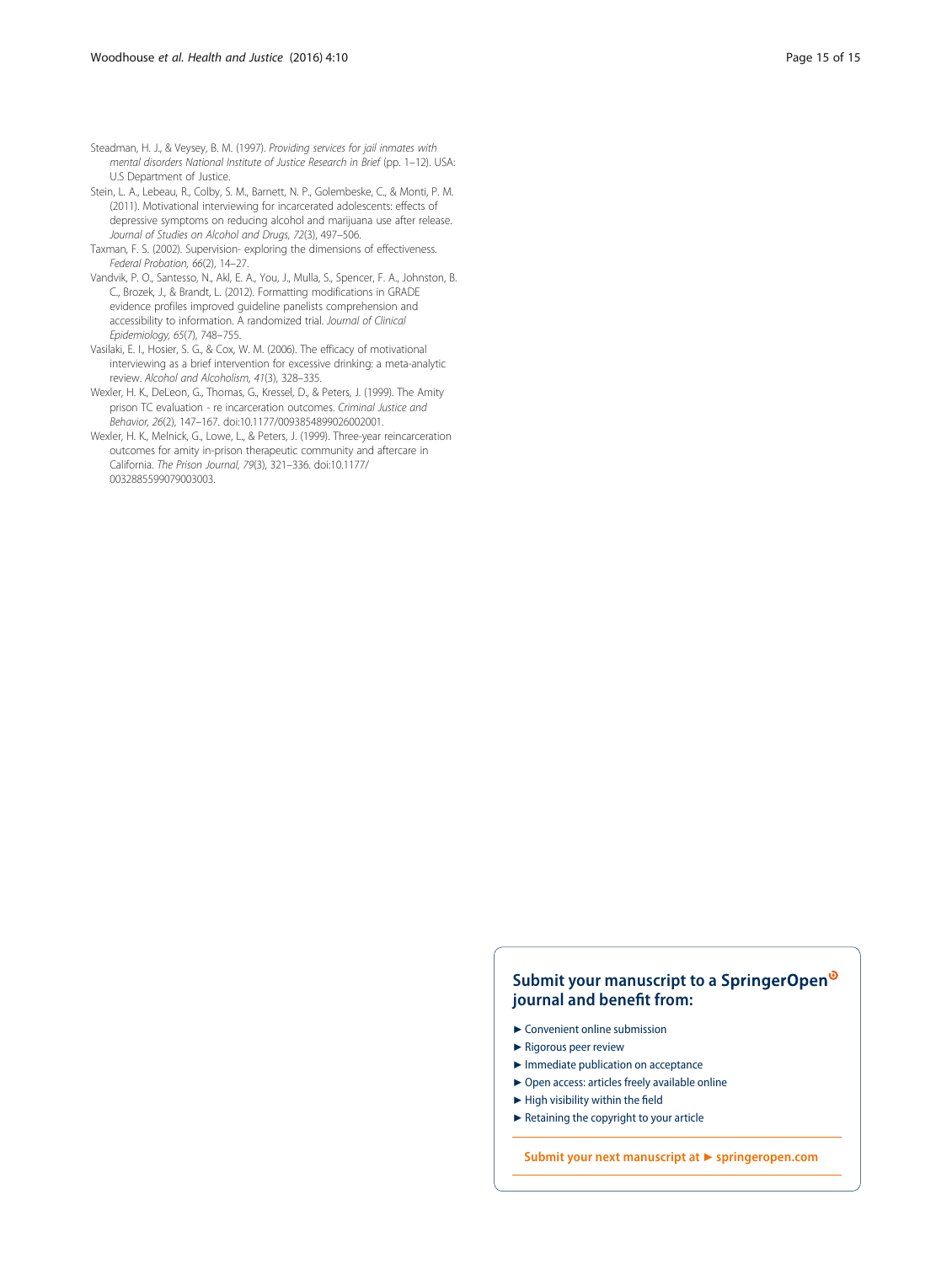Steadman, H. J., & Veysey, B. M. (1997). *Providing services for jail inmates with mental disorders National Institute of Justice Research in Brief* (pp. 1–12). USA: U.S Department of Justice.

Stein, L. A., Lebeau, R., Colby, S. M., Barnett, N. P., Golembeske, C., & Monti, P. M. (2011). Motivational interviewing for incarcerated adolescents: effects of depressive symptoms on reducing alcohol and marijuana use after release. *Journal of Studies on Alcohol and Drugs, 72*(3), 497–506.

Taxman, F. S. (2002). Supervision- exploring the dimensions of effectiveness. *Federal Probation, 66*(2), 14–27.

Vandvik, P. O., Santesso, N., Akl, E. A., You, J., Mulla, S., Spencer, F. A., Johnston, B. C., Brozek, J., & Brandt, L. (2012). Formatting modifications in GRADE evidence profiles improved guideline panelists comprehension and accessibility to information. A randomized trial. *Journal of Clinical Epidemiology, 65*(7), 748–755.

Vasilaki, E. I., Hosier, S. G., & Cox, W. M. (2006). The efficacy of motivational interviewing as a brief intervention for excessive drinking: a meta-analytic review. *Alcohol and Alcoholism, 41*(3), 328–335.

Wexler, H. K., DeLeon, G., Thomas, G., Kressel, D., & Peters, J. (1999). The Amity prison TC evaluation - re incarceration outcomes. *Criminal Justice and Behavior, 26*(2), 147–167. doi:10.1177/0093854899026002001.

Wexler, H. K., Melnick, G., Lowe, L., & Peters, J. (1999). Three-year reincarceration outcomes for amity in-prison therapeutic community and aftercare in California. *The Prison Journal, 79*(3), 321–336. doi:10.1177/0032885599079003003.

**Submit your manuscript to a SpringerOpen journal and benefit from:**

- ► Convenient online submission
- ► Rigorous peer review
- ► Immediate publication on acceptance
- ► Open access: articles freely available online
- ► High visibility within the field
- ► Retaining the copyright to your article

**Submit your next manuscript at ► springeropen.com**